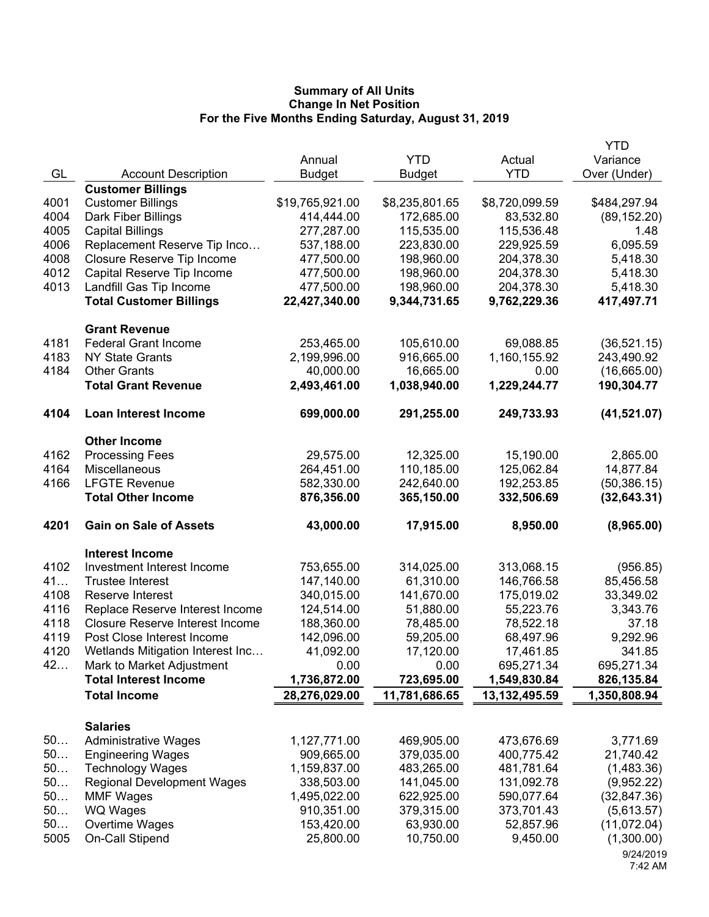**Summary of All Units**
**Change In Net Position**
**For the Five Months Ending Saturday, August 31, 2019**

| GL | Account Description | Annual Budget | YTD Budget | Actual YTD | YTD Variance Over (Under) |
|---|---|---|---|---|---|
| | **Customer Billings** | | | | |
| 4001 | Customer Billings | $19,765,921.00 | $8,235,801.65 | $8,720,099.59 | $484,297.94 |
| 4004 | Dark Fiber Billings | 414,444.00 | 172,685.00 | 83,532.80 | (89,152.20) |
| 4005 | Capital Billings | 277,287.00 | 115,535.00 | 115,536.48 | 1.48 |
| 4006 | Replacement Reserve Tip Inco… | 537,188.00 | 223,830.00 | 229,925.59 | 6,095.59 |
| 4008 | Closure Reserve Tip Income | 477,500.00 | 198,960.00 | 204,378.30 | 5,418.30 |
| 4012 | Capital Reserve Tip Income | 477,500.00 | 198,960.00 | 204,378.30 | 5,418.30 |
| 4013 | Landfill Gas Tip Income | 477,500.00 | 198,960.00 | 204,378.30 | 5,418.30 |
| | **Total Customer Billings** | **22,427,340.00** | **9,344,731.65** | **9,762,229.36** | **417,497.71** |
| | **Grant Revenue** | | | | |
| 4181 | Federal Grant Income | 253,465.00 | 105,610.00 | 69,088.85 | (36,521.15) |
| 4183 | NY State Grants | 2,199,996.00 | 916,665.00 | 1,160,155.92 | 243,490.92 |
| 4184 | Other Grants | 40,000.00 | 16,665.00 | 0.00 | (16,665.00) |
| | **Total Grant Revenue** | **2,493,461.00** | **1,038,940.00** | **1,229,244.77** | **190,304.77** |
| **4104** | **Loan Interest Income** | **699,000.00** | **291,255.00** | **249,733.93** | **(41,521.07)** |
| | **Other Income** | | | | |
| 4162 | Processing Fees | 29,575.00 | 12,325.00 | 15,190.00 | 2,865.00 |
| 4164 | Miscellaneous | 264,451.00 | 110,185.00 | 125,062.84 | 14,877.84 |
| 4166 | LFGTE Revenue | 582,330.00 | 242,640.00 | 192,253.85 | (50,386.15) |
| | **Total Other Income** | **876,356.00** | **365,150.00** | **332,506.69** | **(32,643.31)** |
| **4201** | **Gain on Sale of Assets** | **43,000.00** | **17,915.00** | **8,950.00** | **(8,965.00)** |
| | **Interest Income** | | | | |
| 4102 | Investment Interest Income | 753,655.00 | 314,025.00 | 313,068.15 | (956.85) |
| 41… | Trustee Interest | 147,140.00 | 61,310.00 | 146,766.58 | 85,456.58 |
| 4108 | Reserve Interest | 340,015.00 | 141,670.00 | 175,019.02 | 33,349.02 |
| 4116 | Replace Reserve Interest Income | 124,514.00 | 51,880.00 | 55,223.76 | 3,343.76 |
| 4118 | Closure Reserve Interest Income | 188,360.00 | 78,485.00 | 78,522.18 | 37.18 |
| 4119 | Post Close Interest Income | 142,096.00 | 59,205.00 | 68,497.96 | 9,292.96 |
| 4120 | Wetlands Mitigation Interest Inc… | 41,092.00 | 17,120.00 | 17,461.85 | 341.85 |
| 42… | Mark to Market Adjustment | 0.00 | 0.00 | 695,271.34 | 695,271.34 |
| | **Total Interest Income** | **1,736,872.00** | **723,695.00** | **1,549,830.84** | **826,135.84** |
| | **Total Income** | **28,276,029.00** | **11,781,686.65** | **13,132,495.59** | **1,350,808.94** |
| | **Salaries** | | | | |
| 50… | Administrative Wages | 1,127,771.00 | 469,905.00 | 473,676.69 | 3,771.69 |
| 50… | Engineering Wages | 909,665.00 | 379,035.00 | 400,775.42 | 21,740.42 |
| 50… | Technology Wages | 1,159,837.00 | 483,265.00 | 481,781.64 | (1,483.36) |
| 50… | Regional Development Wages | 338,503.00 | 141,045.00 | 131,092.78 | (9,952.22) |
| 50… | MMF Wages | 1,495,022.00 | 622,925.00 | 590,077.64 | (32,847.36) |
| 50… | WQ Wages | 910,351.00 | 379,315.00 | 373,701.43 | (5,613.57) |
| 50… | Overtime Wages | 153,420.00 | 63,930.00 | 52,857.96 | (11,072.04) |
| 5005 | On-Call Stipend | 25,800.00 | 10,750.00 | 9,450.00 | (1,300.00) |

9/24/2019
7:42 AM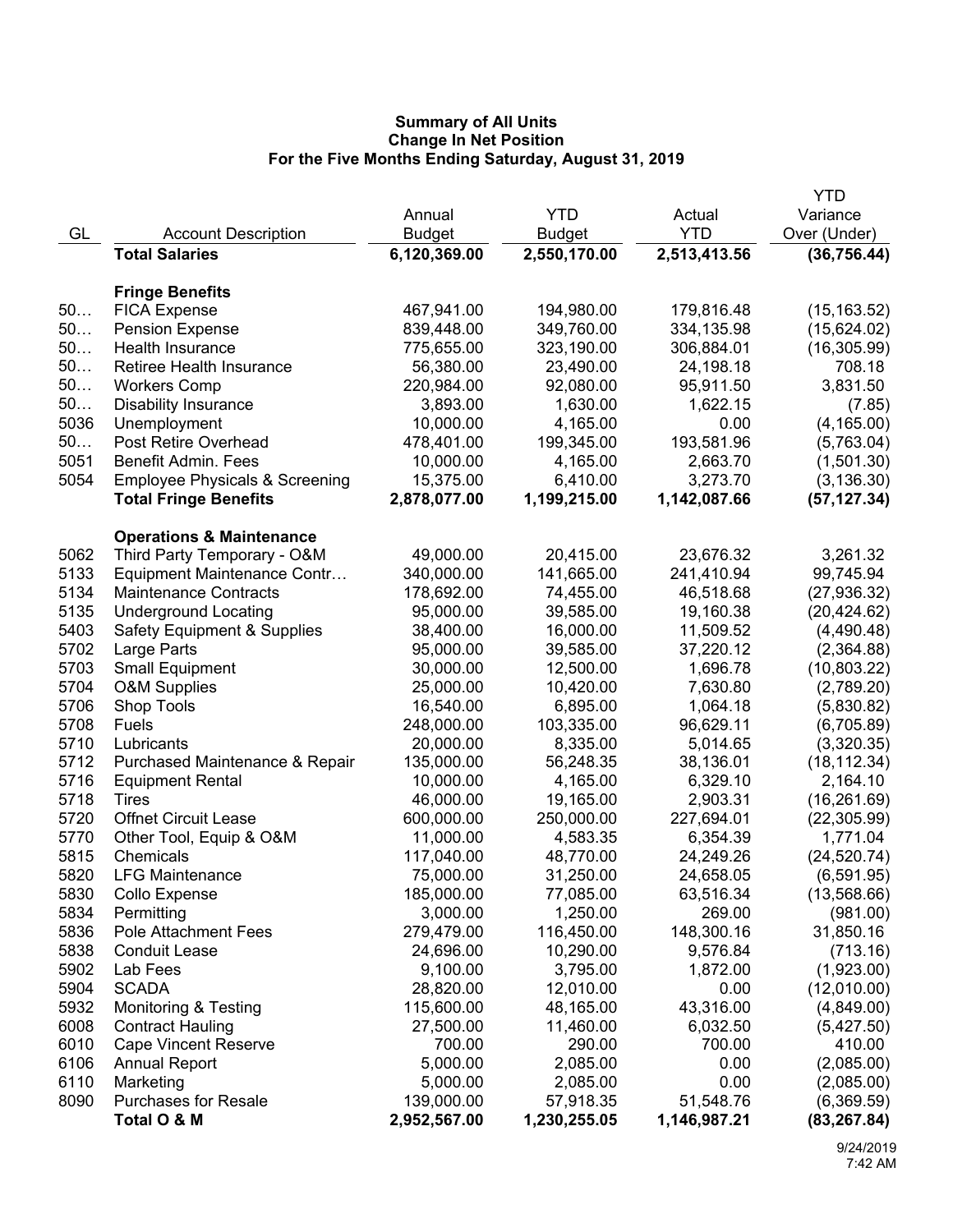**Summary of All Units**
**Change In Net Position**
**For the Five Months Ending Saturday, August 31, 2019**

| GL | Account Description | Annual Budget | YTD Budget | Actual YTD | YTD Variance Over (Under) |
|---|---|---|---|---|---|
| | **Total Salaries** | **6,120,369.00** | **2,550,170.00** | **2,513,413.56** | **(36,756.44)** |
| | **Fringe Benefits** | | | | |
| 50… | FICA Expense | 467,941.00 | 194,980.00 | 179,816.48 | (15,163.52) |
| 50… | Pension Expense | 839,448.00 | 349,760.00 | 334,135.98 | (15,624.02) |
| 50… | Health Insurance | 775,655.00 | 323,190.00 | 306,884.01 | (16,305.99) |
| 50… | Retiree Health Insurance | 56,380.00 | 23,490.00 | 24,198.18 | 708.18 |
| 50… | Workers Comp | 220,984.00 | 92,080.00 | 95,911.50 | 3,831.50 |
| 50… | Disability Insurance | 3,893.00 | 1,630.00 | 1,622.15 | (7.85) |
| 5036 | Unemployment | 10,000.00 | 4,165.00 | 0.00 | (4,165.00) |
| 50… | Post Retire Overhead | 478,401.00 | 199,345.00 | 193,581.96 | (5,763.04) |
| 5051 | Benefit Admin. Fees | 10,000.00 | 4,165.00 | 2,663.70 | (1,501.30) |
| 5054 | Employee Physicals & Screening | 15,375.00 | 6,410.00 | 3,273.70 | (3,136.30) |
| | **Total Fringe Benefits** | **2,878,077.00** | **1,199,215.00** | **1,142,087.66** | **(57,127.34)** |
| | **Operations & Maintenance** | | | | |
| 5062 | Third Party Temporary - O&M | 49,000.00 | 20,415.00 | 23,676.32 | 3,261.32 |
| 5133 | Equipment Maintenance Contr… | 340,000.00 | 141,665.00 | 241,410.94 | 99,745.94 |
| 5134 | Maintenance Contracts | 178,692.00 | 74,455.00 | 46,518.68 | (27,936.32) |
| 5135 | Underground Locating | 95,000.00 | 39,585.00 | 19,160.38 | (20,424.62) |
| 5403 | Safety Equipment & Supplies | 38,400.00 | 16,000.00 | 11,509.52 | (4,490.48) |
| 5702 | Large Parts | 95,000.00 | 39,585.00 | 37,220.12 | (2,364.88) |
| 5703 | Small Equipment | 30,000.00 | 12,500.00 | 1,696.78 | (10,803.22) |
| 5704 | O&M Supplies | 25,000.00 | 10,420.00 | 7,630.80 | (2,789.20) |
| 5706 | Shop Tools | 16,540.00 | 6,895.00 | 1,064.18 | (5,830.82) |
| 5708 | Fuels | 248,000.00 | 103,335.00 | 96,629.11 | (6,705.89) |
| 5710 | Lubricants | 20,000.00 | 8,335.00 | 5,014.65 | (3,320.35) |
| 5712 | Purchased Maintenance & Repair | 135,000.00 | 56,248.35 | 38,136.01 | (18,112.34) |
| 5716 | Equipment Rental | 10,000.00 | 4,165.00 | 6,329.10 | 2,164.10 |
| 5718 | Tires | 46,000.00 | 19,165.00 | 2,903.31 | (16,261.69) |
| 5720 | Offnet Circuit Lease | 600,000.00 | 250,000.00 | 227,694.01 | (22,305.99) |
| 5770 | Other Tool, Equip & O&M | 11,000.00 | 4,583.35 | 6,354.39 | 1,771.04 |
| 5815 | Chemicals | 117,040.00 | 48,770.00 | 24,249.26 | (24,520.74) |
| 5820 | LFG Maintenance | 75,000.00 | 31,250.00 | 24,658.05 | (6,591.95) |
| 5830 | Collo Expense | 185,000.00 | 77,085.00 | 63,516.34 | (13,568.66) |
| 5834 | Permitting | 3,000.00 | 1,250.00 | 269.00 | (981.00) |
| 5836 | Pole Attachment Fees | 279,479.00 | 116,450.00 | 148,300.16 | 31,850.16 |
| 5838 | Conduit Lease | 24,696.00 | 10,290.00 | 9,576.84 | (713.16) |
| 5902 | Lab Fees | 9,100.00 | 3,795.00 | 1,872.00 | (1,923.00) |
| 5904 | SCADA | 28,820.00 | 12,010.00 | 0.00 | (12,010.00) |
| 5932 | Monitoring & Testing | 115,600.00 | 48,165.00 | 43,316.00 | (4,849.00) |
| 6008 | Contract Hauling | 27,500.00 | 11,460.00 | 6,032.50 | (5,427.50) |
| 6010 | Cape Vincent Reserve | 700.00 | 290.00 | 700.00 | 410.00 |
| 6106 | Annual Report | 5,000.00 | 2,085.00 | 0.00 | (2,085.00) |
| 6110 | Marketing | 5,000.00 | 2,085.00 | 0.00 | (2,085.00) |
| 8090 | Purchases for Resale | 139,000.00 | 57,918.35 | 51,548.76 | (6,369.59) |
| | **Total O & M** | **2,952,567.00** | **1,230,255.05** | **1,146,987.21** | **(83,267.84)** |

9/24/2019
7:42 AM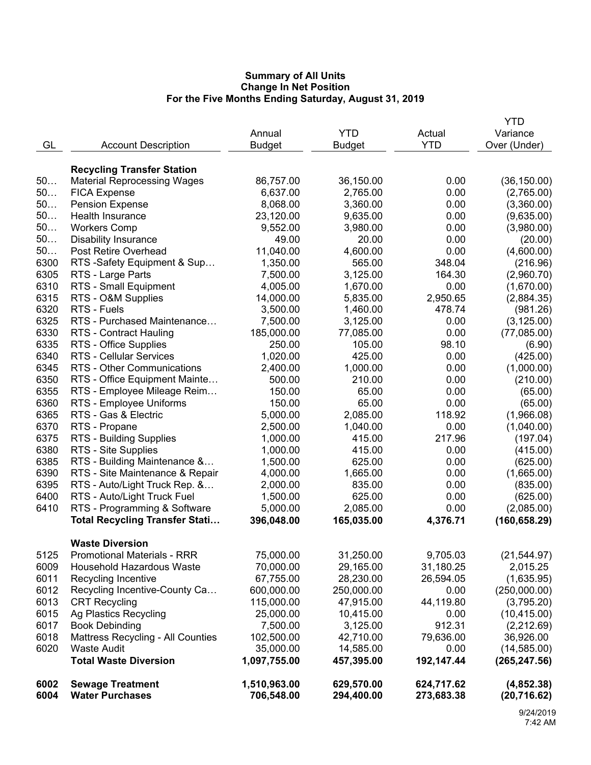**Summary of All Units**
**Change In Net Position**
**For the Five Months Ending Saturday, August 31, 2019**

| GL | Account Description | Annual Budget | YTD Budget | Actual YTD | YTD Variance Over (Under) |
|---|---|---|---|---|---|
| | **Recycling Transfer Station** | | | | |
| 50… | Material Reprocessing Wages | 86,757.00 | 36,150.00 | 0.00 | (36,150.00) |
| 50… | FICA Expense | 6,637.00 | 2,765.00 | 0.00 | (2,765.00) |
| 50… | Pension Expense | 8,068.00 | 3,360.00 | 0.00 | (3,360.00) |
| 50… | Health Insurance | 23,120.00 | 9,635.00 | 0.00 | (9,635.00) |
| 50… | Workers Comp | 9,552.00 | 3,980.00 | 0.00 | (3,980.00) |
| 50… | Disability Insurance | 49.00 | 20.00 | 0.00 | (20.00) |
| 50… | Post Retire Overhead | 11,040.00 | 4,600.00 | 0.00 | (4,600.00) |
| 6300 | RTS -Safety Equipment & Sup… | 1,350.00 | 565.00 | 348.04 | (216.96) |
| 6305 | RTS - Large Parts | 7,500.00 | 3,125.00 | 164.30 | (2,960.70) |
| 6310 | RTS - Small Equipment | 4,005.00 | 1,670.00 | 0.00 | (1,670.00) |
| 6315 | RTS - O&M Supplies | 14,000.00 | 5,835.00 | 2,950.65 | (2,884.35) |
| 6320 | RTS - Fuels | 3,500.00 | 1,460.00 | 478.74 | (981.26) |
| 6325 | RTS - Purchased Maintenance… | 7,500.00 | 3,125.00 | 0.00 | (3,125.00) |
| 6330 | RTS - Contract Hauling | 185,000.00 | 77,085.00 | 0.00 | (77,085.00) |
| 6335 | RTS - Office Supplies | 250.00 | 105.00 | 98.10 | (6.90) |
| 6340 | RTS - Cellular Services | 1,020.00 | 425.00 | 0.00 | (425.00) |
| 6345 | RTS - Other Communications | 2,400.00 | 1,000.00 | 0.00 | (1,000.00) |
| 6350 | RTS - Office Equipment Mainte… | 500.00 | 210.00 | 0.00 | (210.00) |
| 6355 | RTS - Employee Mileage Reim… | 150.00 | 65.00 | 0.00 | (65.00) |
| 6360 | RTS - Employee Uniforms | 150.00 | 65.00 | 0.00 | (65.00) |
| 6365 | RTS - Gas & Electric | 5,000.00 | 2,085.00 | 118.92 | (1,966.08) |
| 6370 | RTS - Propane | 2,500.00 | 1,040.00 | 0.00 | (1,040.00) |
| 6375 | RTS - Building Supplies | 1,000.00 | 415.00 | 217.96 | (197.04) |
| 6380 | RTS - Site Supplies | 1,000.00 | 415.00 | 0.00 | (415.00) |
| 6385 | RTS - Building Maintenance &… | 1,500.00 | 625.00 | 0.00 | (625.00) |
| 6390 | RTS - Site Maintenance & Repair | 4,000.00 | 1,665.00 | 0.00 | (1,665.00) |
| 6395 | RTS - Auto/Light Truck Rep. &… | 2,000.00 | 835.00 | 0.00 | (835.00) |
| 6400 | RTS - Auto/Light Truck Fuel | 1,500.00 | 625.00 | 0.00 | (625.00) |
| 6410 | RTS - Programming & Software | 5,000.00 | 2,085.00 | 0.00 | (2,085.00) |
| | **Total Recycling Transfer Stati…** | **396,048.00** | **165,035.00** | **4,376.71** | **(160,658.29)** |
| | **Waste Diversion** | | | | |
| 5125 | Promotional Materials - RRR | 75,000.00 | 31,250.00 | 9,705.03 | (21,544.97) |
| 6009 | Household Hazardous Waste | 70,000.00 | 29,165.00 | 31,180.25 | 2,015.25 |
| 6011 | Recycling Incentive | 67,755.00 | 28,230.00 | 26,594.05 | (1,635.95) |
| 6012 | Recycling Incentive-County Ca… | 600,000.00 | 250,000.00 | 0.00 | (250,000.00) |
| 6013 | CRT Recycling | 115,000.00 | 47,915.00 | 44,119.80 | (3,795.20) |
| 6015 | Ag Plastics Recycling | 25,000.00 | 10,415.00 | 0.00 | (10,415.00) |
| 6017 | Book Debinding | 7,500.00 | 3,125.00 | 912.31 | (2,212.69) |
| 6018 | Mattress Recycling - All Counties | 102,500.00 | 42,710.00 | 79,636.00 | 36,926.00 |
| 6020 | Waste Audit | 35,000.00 | 14,585.00 | 0.00 | (14,585.00) |
| | **Total Waste Diversion** | **1,097,755.00** | **457,395.00** | **192,147.44** | **(265,247.56)** |
| **6002** | **Sewage Treatment** | **1,510,963.00** | **629,570.00** | **624,717.62** | **(4,852.38)** |
| **6004** | **Water Purchases** | **706,548.00** | **294,400.00** | **273,683.38** | **(20,716.62)** |

9/24/2019
7:42 AM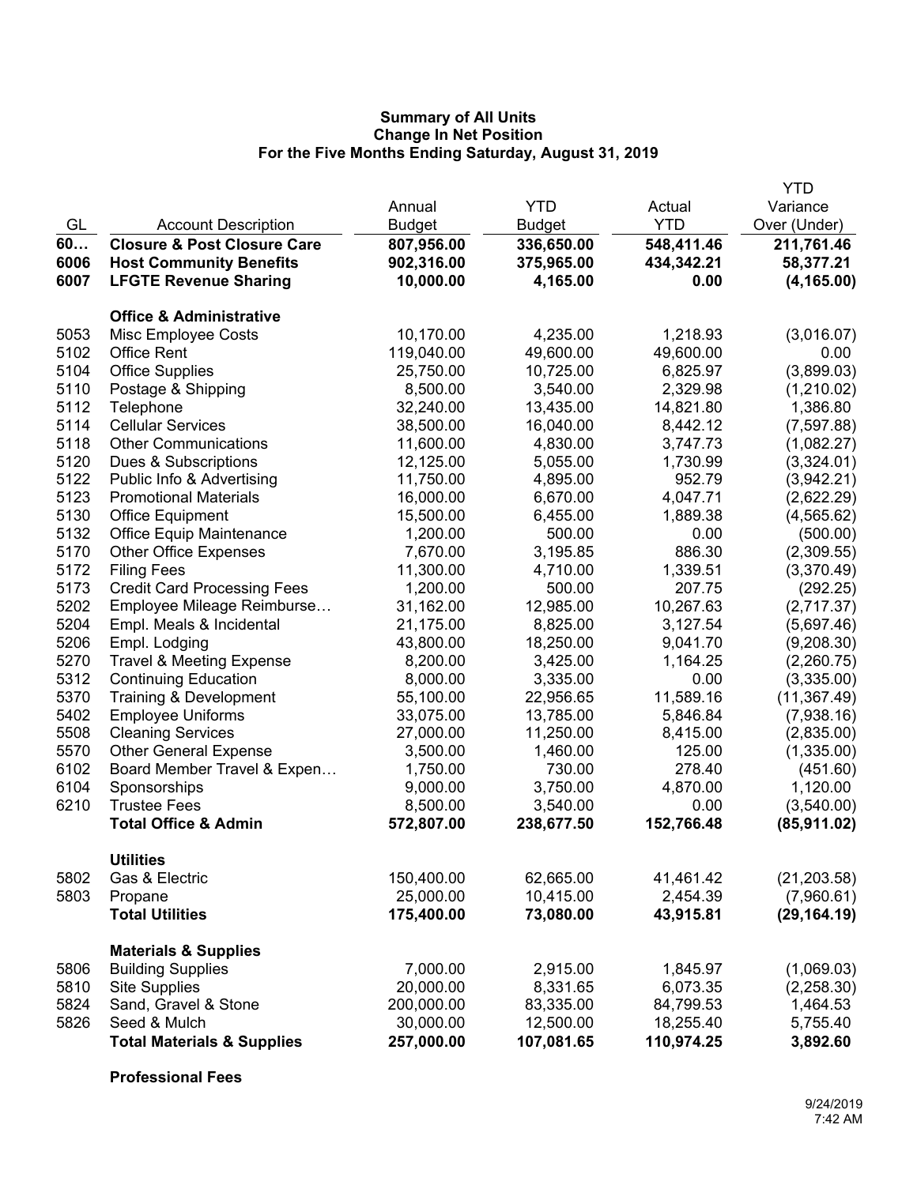**Summary of All Units**
**Change In Net Position**
**For the Five Months Ending Saturday, August 31, 2019**

| GL | Account Description | Annual Budget | YTD Budget | Actual YTD | YTD Variance Over (Under) |
|---|---|---|---|---|---|
| **60…** | **Closure & Post Closure Care** | **807,956.00** | **336,650.00** | **548,411.46** | **211,761.46** |
| **6006** | **Host Community Benefits** | **902,316.00** | **375,965.00** | **434,342.21** | **58,377.21** |
| **6007** | **LFGTE Revenue Sharing** | **10,000.00** | **4,165.00** | **0.00** | **(4,165.00)** |
| | **Office & Administrative** | | | | |
| 5053 | Misc Employee Costs | 10,170.00 | 4,235.00 | 1,218.93 | (3,016.07) |
| 5102 | Office Rent | 119,040.00 | 49,600.00 | 49,600.00 | 0.00 |
| 5104 | Office Supplies | 25,750.00 | 10,725.00 | 6,825.97 | (3,899.03) |
| 5110 | Postage & Shipping | 8,500.00 | 3,540.00 | 2,329.98 | (1,210.02) |
| 5112 | Telephone | 32,240.00 | 13,435.00 | 14,821.80 | 1,386.80 |
| 5114 | Cellular Services | 38,500.00 | 16,040.00 | 8,442.12 | (7,597.88) |
| 5118 | Other Communications | 11,600.00 | 4,830.00 | 3,747.73 | (1,082.27) |
| 5120 | Dues & Subscriptions | 12,125.00 | 5,055.00 | 1,730.99 | (3,324.01) |
| 5122 | Public Info & Advertising | 11,750.00 | 4,895.00 | 952.79 | (3,942.21) |
| 5123 | Promotional Materials | 16,000.00 | 6,670.00 | 4,047.71 | (2,622.29) |
| 5130 | Office Equipment | 15,500.00 | 6,455.00 | 1,889.38 | (4,565.62) |
| 5132 | Office Equip Maintenance | 1,200.00 | 500.00 | 0.00 | (500.00) |
| 5170 | Other Office Expenses | 7,670.00 | 3,195.85 | 886.30 | (2,309.55) |
| 5172 | Filing Fees | 11,300.00 | 4,710.00 | 1,339.51 | (3,370.49) |
| 5173 | Credit Card Processing Fees | 1,200.00 | 500.00 | 207.75 | (292.25) |
| 5202 | Employee Mileage Reimburse… | 31,162.00 | 12,985.00 | 10,267.63 | (2,717.37) |
| 5204 | Empl. Meals & Incidental | 21,175.00 | 8,825.00 | 3,127.54 | (5,697.46) |
| 5206 | Empl. Lodging | 43,800.00 | 18,250.00 | 9,041.70 | (9,208.30) |
| 5270 | Travel & Meeting Expense | 8,200.00 | 3,425.00 | 1,164.25 | (2,260.75) |
| 5312 | Continuing Education | 8,000.00 | 3,335.00 | 0.00 | (3,335.00) |
| 5370 | Training & Development | 55,100.00 | 22,956.65 | 11,589.16 | (11,367.49) |
| 5402 | Employee Uniforms | 33,075.00 | 13,785.00 | 5,846.84 | (7,938.16) |
| 5508 | Cleaning Services | 27,000.00 | 11,250.00 | 8,415.00 | (2,835.00) |
| 5570 | Other General Expense | 3,500.00 | 1,460.00 | 125.00 | (1,335.00) |
| 6102 | Board Member Travel & Expen… | 1,750.00 | 730.00 | 278.40 | (451.60) |
| 6104 | Sponsorships | 9,000.00 | 3,750.00 | 4,870.00 | 1,120.00 |
| 6210 | Trustee Fees | 8,500.00 | 3,540.00 | 0.00 | (3,540.00) |
| | **Total Office & Admin** | **572,807.00** | **238,677.50** | **152,766.48** | **(85,911.02)** |
| | **Utilities** | | | | |
| 5802 | Gas & Electric | 150,400.00 | 62,665.00 | 41,461.42 | (21,203.58) |
| 5803 | Propane | 25,000.00 | 10,415.00 | 2,454.39 | (7,960.61) |
| | **Total Utilities** | **175,400.00** | **73,080.00** | **43,915.81** | **(29,164.19)** |
| | **Materials & Supplies** | | | | |
| 5806 | Building Supplies | 7,000.00 | 2,915.00 | 1,845.97 | (1,069.03) |
| 5810 | Site Supplies | 20,000.00 | 8,331.65 | 6,073.35 | (2,258.30) |
| 5824 | Sand, Gravel & Stone | 200,000.00 | 83,335.00 | 84,799.53 | 1,464.53 |
| 5826 | Seed & Mulch | 30,000.00 | 12,500.00 | 18,255.40 | 5,755.40 |
| | **Total Materials & Supplies** | **257,000.00** | **107,081.65** | **110,974.25** | **3,892.60** |
| | **Professional Fees** | | | | |

9/24/2019
7:42 AM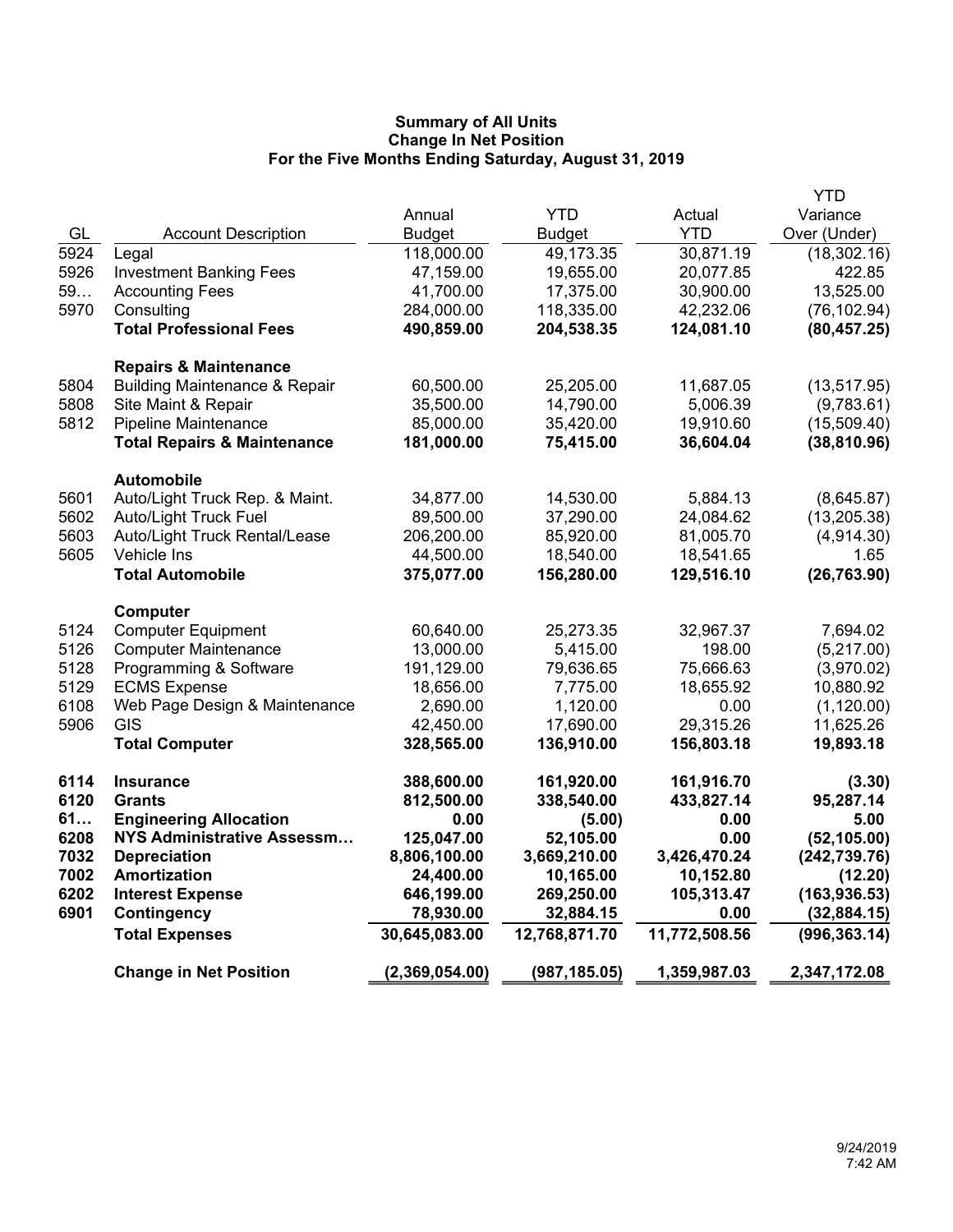**Summary of All Units**
**Change In Net Position**
**For the Five Months Ending Saturday, August 31, 2019**

| GL | Account Description | Annual Budget | YTD Budget | Actual YTD | YTD Variance Over (Under) |
|---|---|---|---|---|---|
| 5924 | Legal | 118,000.00 | 49,173.35 | 30,871.19 | (18,302.16) |
| 5926 | Investment Banking Fees | 47,159.00 | 19,655.00 | 20,077.85 | 422.85 |
| 59… | Accounting Fees | 41,700.00 | 17,375.00 | 30,900.00 | 13,525.00 |
| 5970 | Consulting | 284,000.00 | 118,335.00 | 42,232.06 | (76,102.94) |
| | **Total Professional Fees** | **490,859.00** | **204,538.35** | **124,081.10** | **(80,457.25)** |
| | **Repairs & Maintenance** | | | | |
| 5804 | Building Maintenance & Repair | 60,500.00 | 25,205.00 | 11,687.05 | (13,517.95) |
| 5808 | Site Maint & Repair | 35,500.00 | 14,790.00 | 5,006.39 | (9,783.61) |
| 5812 | Pipeline Maintenance | 85,000.00 | 35,420.00 | 19,910.60 | (15,509.40) |
| | **Total Repairs & Maintenance** | **181,000.00** | **75,415.00** | **36,604.04** | **(38,810.96)** |
| | **Automobile** | | | | |
| 5601 | Auto/Light Truck Rep. & Maint. | 34,877.00 | 14,530.00 | 5,884.13 | (8,645.87) |
| 5602 | Auto/Light Truck Fuel | 89,500.00 | 37,290.00 | 24,084.62 | (13,205.38) |
| 5603 | Auto/Light Truck Rental/Lease | 206,200.00 | 85,920.00 | 81,005.70 | (4,914.30) |
| 5605 | Vehicle Ins | 44,500.00 | 18,540.00 | 18,541.65 | 1.65 |
| | **Total Automobile** | **375,077.00** | **156,280.00** | **129,516.10** | **(26,763.90)** |
| | **Computer** | | | | |
| 5124 | Computer Equipment | 60,640.00 | 25,273.35 | 32,967.37 | 7,694.02 |
| 5126 | Computer Maintenance | 13,000.00 | 5,415.00 | 198.00 | (5,217.00) |
| 5128 | Programming & Software | 191,129.00 | 79,636.65 | 75,666.63 | (3,970.02) |
| 5129 | ECMS Expense | 18,656.00 | 7,775.00 | 18,655.92 | 10,880.92 |
| 6108 | Web Page Design & Maintenance | 2,690.00 | 1,120.00 | 0.00 | (1,120.00) |
| 5906 | GIS | 42,450.00 | 17,690.00 | 29,315.26 | 11,625.26 |
| | **Total Computer** | **328,565.00** | **136,910.00** | **156,803.18** | **19,893.18** |
| **6114** | **Insurance** | **388,600.00** | **161,920.00** | **161,916.70** | **(3.30)** |
| **6120** | **Grants** | **812,500.00** | **338,540.00** | **433,827.14** | **95,287.14** |
| **61…** | **Engineering Allocation** | **0.00** | **(5.00)** | **0.00** | **5.00** |
| **6208** | **NYS Administrative Assessm…** | **125,047.00** | **52,105.00** | **0.00** | **(52,105.00)** |
| **7032** | **Depreciation** | **8,806,100.00** | **3,669,210.00** | **3,426,470.24** | **(242,739.76)** |
| **7002** | **Amortization** | **24,400.00** | **10,165.00** | **10,152.80** | **(12.20)** |
| **6202** | **Interest Expense** | **646,199.00** | **269,250.00** | **105,313.47** | **(163,936.53)** |
| **6901** | **Contingency** | **78,930.00** | **32,884.15** | **0.00** | **(32,884.15)** |
| | **Total Expenses** | **30,645,083.00** | **12,768,871.70** | **11,772,508.56** | **(996,363.14)** |
| | **Change in Net Position** | **(2,369,054.00)** | **(987,185.05)** | **1,359,987.03** | **2,347,172.08** |

9/24/2019
7:42 AM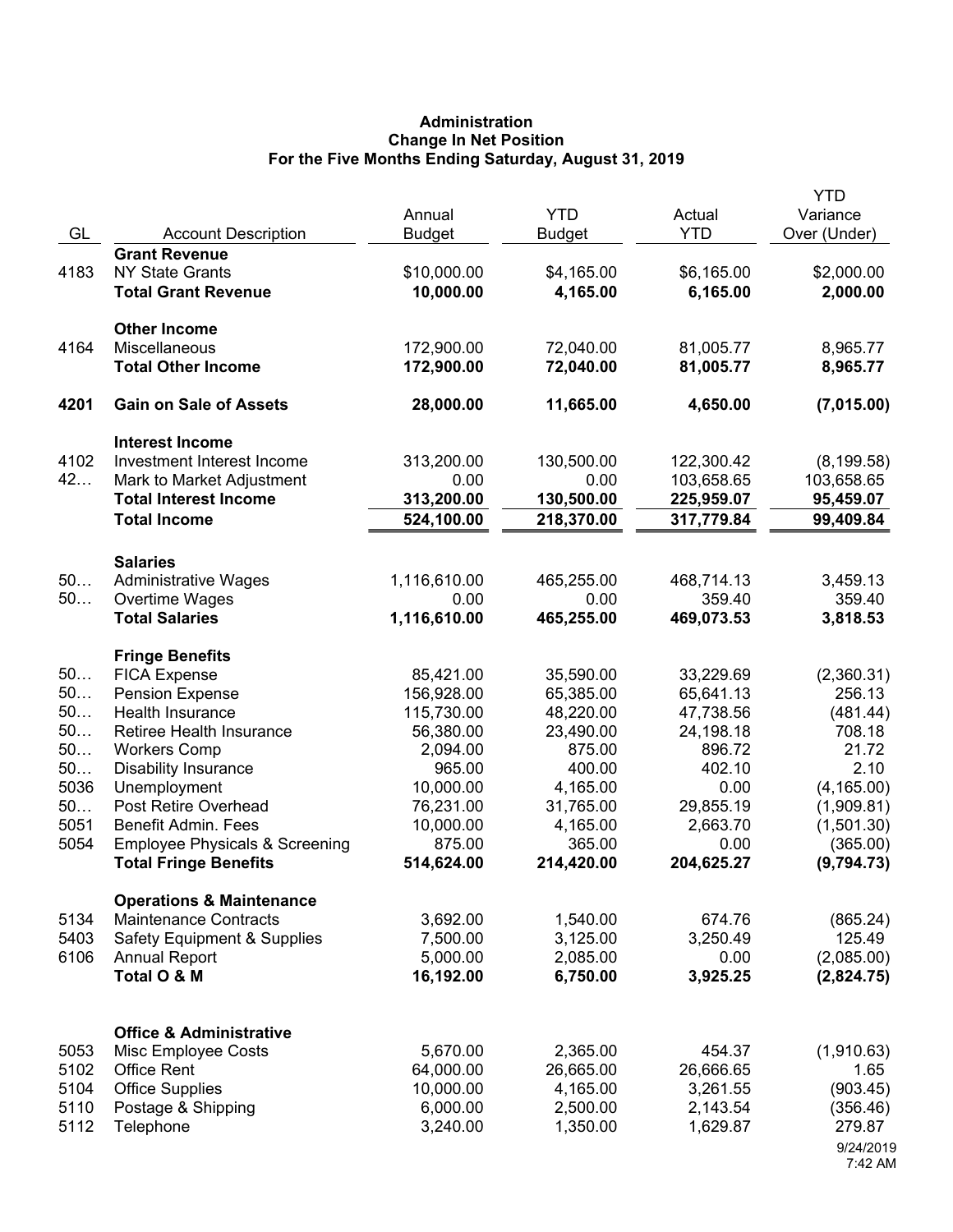**Administration**
**Change In Net Position**
**For the Five Months Ending Saturday, August 31, 2019**

| GL | Account Description | Annual Budget | YTD Budget | Actual YTD | YTD Variance Over (Under) |
|---|---|---|---|---|---|
| | **Grant Revenue** | | | | |
| 4183 | NY State Grants | $10,000.00 | $4,165.00 | $6,165.00 | $2,000.00 |
| | **Total Grant Revenue** | **10,000.00** | **4,165.00** | **6,165.00** | **2,000.00** |
| | **Other Income** | | | | |
| 4164 | Miscellaneous | 172,900.00 | 72,040.00 | 81,005.77 | 8,965.77 |
| | **Total Other Income** | **172,900.00** | **72,040.00** | **81,005.77** | **8,965.77** |
| **4201** | **Gain on Sale of Assets** | **28,000.00** | **11,665.00** | **4,650.00** | **(7,015.00)** |
| | **Interest Income** | | | | |
| 4102 | Investment Interest Income | 313,200.00 | 130,500.00 | 122,300.42 | (8,199.58) |
| 42… | Mark to Market Adjustment | 0.00 | 0.00 | 103,658.65 | 103,658.65 |
| | **Total Interest Income** | **313,200.00** | **130,500.00** | **225,959.07** | **95,459.07** |
| | **Total Income** | **524,100.00** | **218,370.00** | **317,779.84** | **99,409.84** |
| | **Salaries** | | | | |
| 50… | Administrative Wages | 1,116,610.00 | 465,255.00 | 468,714.13 | 3,459.13 |
| 50… | Overtime Wages | 0.00 | 0.00 | 359.40 | 359.40 |
| | **Total Salaries** | **1,116,610.00** | **465,255.00** | **469,073.53** | **3,818.53** |
| | **Fringe Benefits** | | | | |
| 50… | FICA Expense | 85,421.00 | 35,590.00 | 33,229.69 | (2,360.31) |
| 50… | Pension Expense | 156,928.00 | 65,385.00 | 65,641.13 | 256.13 |
| 50… | Health Insurance | 115,730.00 | 48,220.00 | 47,738.56 | (481.44) |
| 50… | Retiree Health Insurance | 56,380.00 | 23,490.00 | 24,198.18 | 708.18 |
| 50… | Workers Comp | 2,094.00 | 875.00 | 896.72 | 21.72 |
| 50… | Disability Insurance | 965.00 | 400.00 | 402.10 | 2.10 |
| 5036 | Unemployment | 10,000.00 | 4,165.00 | 0.00 | (4,165.00) |
| 50… | Post Retire Overhead | 76,231.00 | 31,765.00 | 29,855.19 | (1,909.81) |
| 5051 | Benefit Admin. Fees | 10,000.00 | 4,165.00 | 2,663.70 | (1,501.30) |
| 5054 | Employee Physicals & Screening | 875.00 | 365.00 | 0.00 | (365.00) |
| | **Total Fringe Benefits** | **514,624.00** | **214,420.00** | **204,625.27** | **(9,794.73)** |
| | **Operations & Maintenance** | | | | |
| 5134 | Maintenance Contracts | 3,692.00 | 1,540.00 | 674.76 | (865.24) |
| 5403 | Safety Equipment & Supplies | 7,500.00 | 3,125.00 | 3,250.49 | 125.49 |
| 6106 | Annual Report | 5,000.00 | 2,085.00 | 0.00 | (2,085.00) |
| | **Total O & M** | **16,192.00** | **6,750.00** | **3,925.25** | **(2,824.75)** |
| | **Office & Administrative** | | | | |
| 5053 | Misc Employee Costs | 5,670.00 | 2,365.00 | 454.37 | (1,910.63) |
| 5102 | Office Rent | 64,000.00 | 26,665.00 | 26,666.65 | 1.65 |
| 5104 | Office Supplies | 10,000.00 | 4,165.00 | 3,261.55 | (903.45) |
| 5110 | Postage & Shipping | 6,000.00 | 2,500.00 | 2,143.54 | (356.46) |
| 5112 | Telephone | 3,240.00 | 1,350.00 | 1,629.87 | 279.87 |

9/24/2019
7:42 AM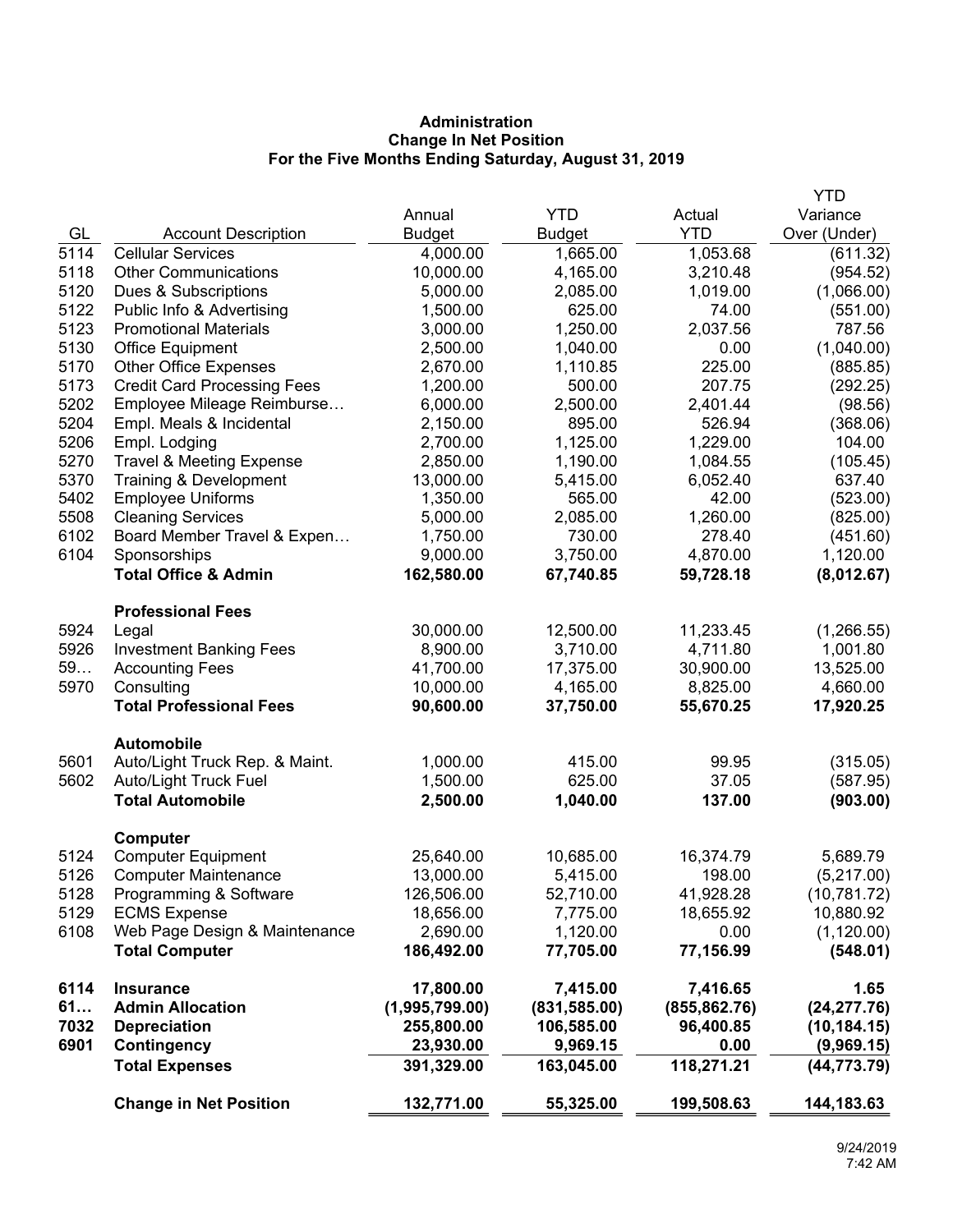**Administration**
**Change In Net Position**
**For the Five Months Ending Saturday, August 31, 2019**

| GL | Account Description | Annual Budget | YTD Budget | Actual YTD | YTD Variance Over (Under) |
|---|---|---|---|---|---|
| 5114 | Cellular Services | 4,000.00 | 1,665.00 | 1,053.68 | (611.32) |
| 5118 | Other Communications | 10,000.00 | 4,165.00 | 3,210.48 | (954.52) |
| 5120 | Dues & Subscriptions | 5,000.00 | 2,085.00 | 1,019.00 | (1,066.00) |
| 5122 | Public Info & Advertising | 1,500.00 | 625.00 | 74.00 | (551.00) |
| 5123 | Promotional Materials | 3,000.00 | 1,250.00 | 2,037.56 | 787.56 |
| 5130 | Office Equipment | 2,500.00 | 1,040.00 | 0.00 | (1,040.00) |
| 5170 | Other Office Expenses | 2,670.00 | 1,110.85 | 225.00 | (885.85) |
| 5173 | Credit Card Processing Fees | 1,200.00 | 500.00 | 207.75 | (292.25) |
| 5202 | Employee Mileage Reimburse… | 6,000.00 | 2,500.00 | 2,401.44 | (98.56) |
| 5204 | Empl. Meals & Incidental | 2,150.00 | 895.00 | 526.94 | (368.06) |
| 5206 | Empl. Lodging | 2,700.00 | 1,125.00 | 1,229.00 | 104.00 |
| 5270 | Travel & Meeting Expense | 2,850.00 | 1,190.00 | 1,084.55 | (105.45) |
| 5370 | Training & Development | 13,000.00 | 5,415.00 | 6,052.40 | 637.40 |
| 5402 | Employee Uniforms | 1,350.00 | 565.00 | 42.00 | (523.00) |
| 5508 | Cleaning Services | 5,000.00 | 2,085.00 | 1,260.00 | (825.00) |
| 6102 | Board Member Travel & Expen… | 1,750.00 | 730.00 | 278.40 | (451.60) |
| 6104 | Sponsorships | 9,000.00 | 3,750.00 | 4,870.00 | 1,120.00 |
| | **Total Office & Admin** | **162,580.00** | **67,740.85** | **59,728.18** | **(8,012.67)** |
| | **Professional Fees** | | | | |
| 5924 | Legal | 30,000.00 | 12,500.00 | 11,233.45 | (1,266.55) |
| 5926 | Investment Banking Fees | 8,900.00 | 3,710.00 | 4,711.80 | 1,001.80 |
| 59… | Accounting Fees | 41,700.00 | 17,375.00 | 30,900.00 | 13,525.00 |
| 5970 | Consulting | 10,000.00 | 4,165.00 | 8,825.00 | 4,660.00 |
| | **Total Professional Fees** | **90,600.00** | **37,750.00** | **55,670.25** | **17,920.25** |
| | **Automobile** | | | | |
| 5601 | Auto/Light Truck Rep. & Maint. | 1,000.00 | 415.00 | 99.95 | (315.05) |
| 5602 | Auto/Light Truck Fuel | 1,500.00 | 625.00 | 37.05 | (587.95) |
| | **Total Automobile** | **2,500.00** | **1,040.00** | **137.00** | **(903.00)** |
| | **Computer** | | | | |
| 5124 | Computer Equipment | 25,640.00 | 10,685.00 | 16,374.79 | 5,689.79 |
| 5126 | Computer Maintenance | 13,000.00 | 5,415.00 | 198.00 | (5,217.00) |
| 5128 | Programming & Software | 126,506.00 | 52,710.00 | 41,928.28 | (10,781.72) |
| 5129 | ECMS Expense | 18,656.00 | 7,775.00 | 18,655.92 | 10,880.92 |
| 6108 | Web Page Design & Maintenance | 2,690.00 | 1,120.00 | 0.00 | (1,120.00) |
| | **Total Computer** | **186,492.00** | **77,705.00** | **77,156.99** | **(548.01)** |
| **6114** | **Insurance** | **17,800.00** | **7,415.00** | **7,416.65** | **1.65** |
| **61…** | **Admin Allocation** | **(1,995,799.00)** | **(831,585.00)** | **(855,862.76)** | **(24,277.76)** |
| **7032** | **Depreciation** | **255,800.00** | **106,585.00** | **96,400.85** | **(10,184.15)** |
| **6901** | **Contingency** | **23,930.00** | **9,969.15** | **0.00** | **(9,969.15)** |
| | **Total Expenses** | **391,329.00** | **163,045.00** | **118,271.21** | **(44,773.79)** |
| | **Change in Net Position** | **132,771.00** | **55,325.00** | **199,508.63** | **144,183.63** |

9/24/2019
7:42 AM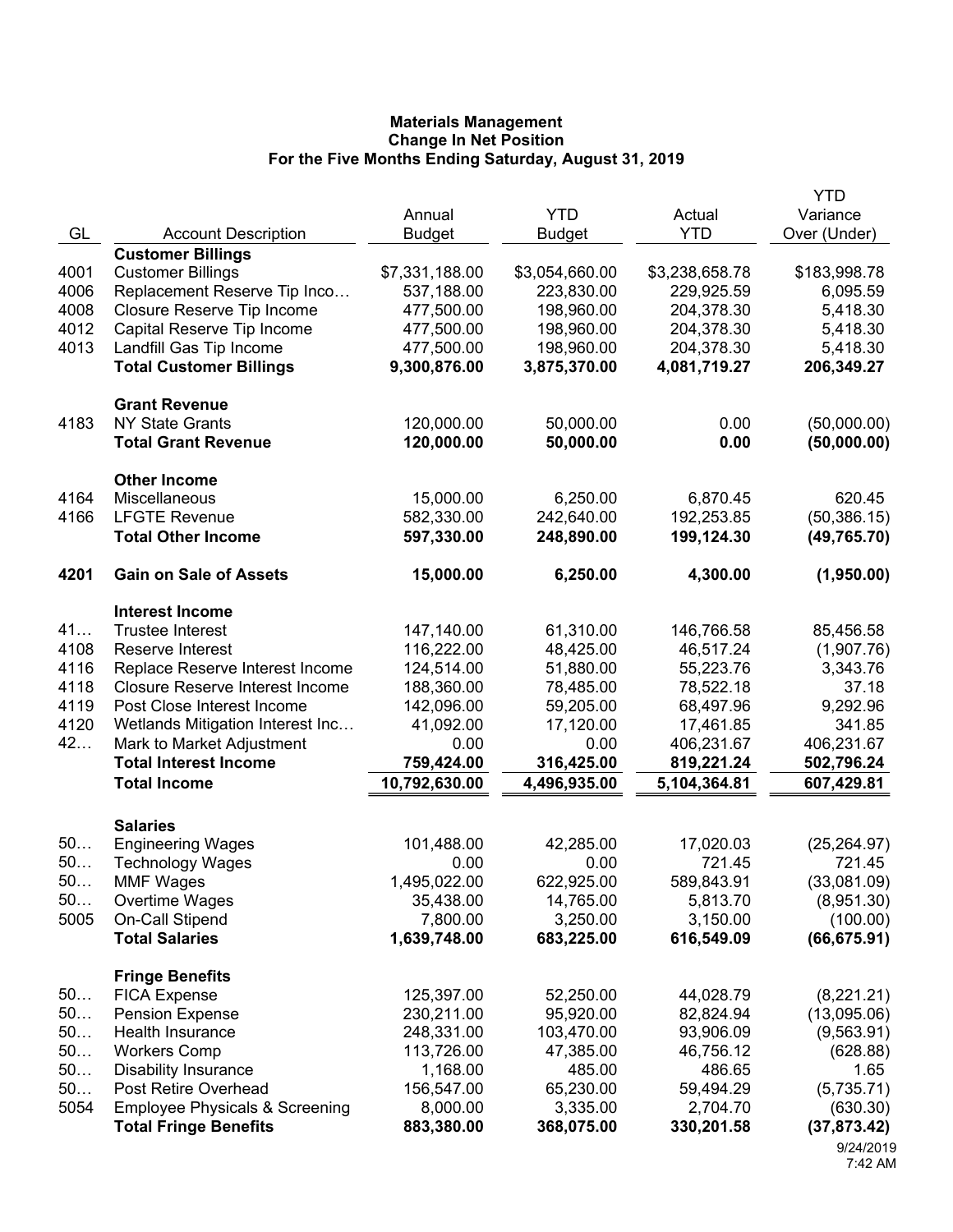# Materials Management
## Change In Net Position
### For the Five Months Ending Saturday, August 31, 2019

| GL | Account Description | Annual Budget | YTD Budget | Actual YTD | YTD Variance Over (Under) |
|---|---|---|---|---|---|
| | **Customer Billings** | | | | |
| 4001 | Customer Billings | $7,331,188.00 | $3,054,660.00 | $3,238,658.78 | $183,998.78 |
| 4006 | Replacement Reserve Tip Inco… | 537,188.00 | 223,830.00 | 229,925.59 | 6,095.59 |
| 4008 | Closure Reserve Tip Income | 477,500.00 | 198,960.00 | 204,378.30 | 5,418.30 |
| 4012 | Capital Reserve Tip Income | 477,500.00 | 198,960.00 | 204,378.30 | 5,418.30 |
| 4013 | Landfill Gas Tip Income | 477,500.00 | 198,960.00 | 204,378.30 | 5,418.30 |
| | **Total Customer Billings** | **9,300,876.00** | **3,875,370.00** | **4,081,719.27** | **206,349.27** |
| | **Grant Revenue** | | | | |
| 4183 | NY State Grants | 120,000.00 | 50,000.00 | 0.00 | (50,000.00) |
| | **Total Grant Revenue** | **120,000.00** | **50,000.00** | **0.00** | **(50,000.00)** |
| | **Other Income** | | | | |
| 4164 | Miscellaneous | 15,000.00 | 6,250.00 | 6,870.45 | 620.45 |
| 4166 | LFGTE Revenue | 582,330.00 | 242,640.00 | 192,253.85 | (50,386.15) |
| | **Total Other Income** | **597,330.00** | **248,890.00** | **199,124.30** | **(49,765.70)** |
| **4201** | **Gain on Sale of Assets** | **15,000.00** | **6,250.00** | **4,300.00** | **(1,950.00)** |
| | **Interest Income** | | | | |
| 41… | Trustee Interest | 147,140.00 | 61,310.00 | 146,766.58 | 85,456.58 |
| 4108 | Reserve Interest | 116,222.00 | 48,425.00 | 46,517.24 | (1,907.76) |
| 4116 | Replace Reserve Interest Income | 124,514.00 | 51,880.00 | 55,223.76 | 3,343.76 |
| 4118 | Closure Reserve Interest Income | 188,360.00 | 78,485.00 | 78,522.18 | 37.18 |
| 4119 | Post Close Interest Income | 142,096.00 | 59,205.00 | 68,497.96 | 9,292.96 |
| 4120 | Wetlands Mitigation Interest Inc… | 41,092.00 | 17,120.00 | 17,461.85 | 341.85 |
| 42… | Mark to Market Adjustment | 0.00 | 0.00 | 406,231.67 | 406,231.67 |
| | **Total Interest Income** | **759,424.00** | **316,425.00** | **819,221.24** | **502,796.24** |
| | **Total Income** | **10,792,630.00** | **4,496,935.00** | **5,104,364.81** | **607,429.81** |
| | **Salaries** | | | | |
| 50… | Engineering Wages | 101,488.00 | 42,285.00 | 17,020.03 | (25,264.97) |
| 50… | Technology Wages | 0.00 | 0.00 | 721.45 | 721.45 |
| 50… | MMF Wages | 1,495,022.00 | 622,925.00 | 589,843.91 | (33,081.09) |
| 50… | Overtime Wages | 35,438.00 | 14,765.00 | 5,813.70 | (8,951.30) |
| 5005 | On-Call Stipend | 7,800.00 | 3,250.00 | 3,150.00 | (100.00) |
| | **Total Salaries** | **1,639,748.00** | **683,225.00** | **616,549.09** | **(66,675.91)** |
| | **Fringe Benefits** | | | | |
| 50… | FICA Expense | 125,397.00 | 52,250.00 | 44,028.79 | (8,221.21) |
| 50… | Pension Expense | 230,211.00 | 95,920.00 | 82,824.94 | (13,095.06) |
| 50… | Health Insurance | 248,331.00 | 103,470.00 | 93,906.09 | (9,563.91) |
| 50… | Workers Comp | 113,726.00 | 47,385.00 | 46,756.12 | (628.88) |
| 50… | Disability Insurance | 1,168.00 | 485.00 | 486.65 | 1.65 |
| 50… | Post Retire Overhead | 156,547.00 | 65,230.00 | 59,494.29 | (5,735.71) |
| 5054 | Employee Physicals & Screening | 8,000.00 | 3,335.00 | 2,704.70 | (630.30) |
| | **Total Fringe Benefits** | **883,380.00** | **368,075.00** | **330,201.58** | **(37,873.42)** |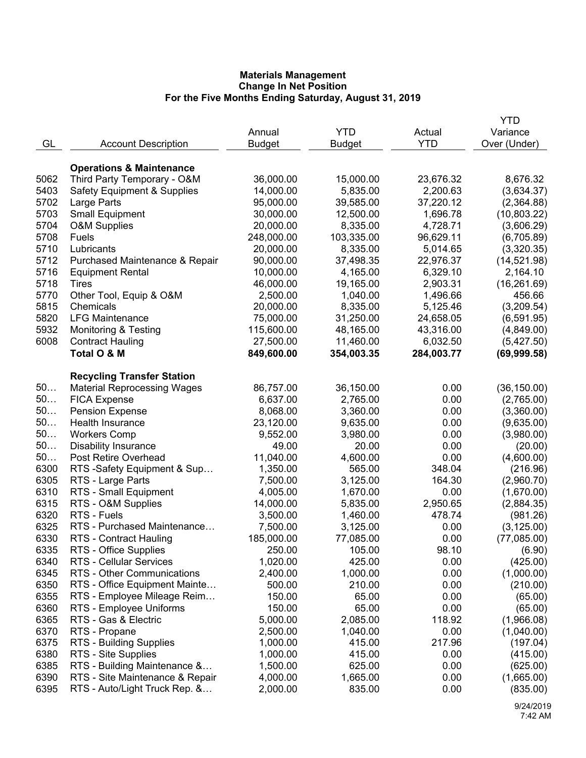# Materials Management
## Change In Net Position
### For the Five Months Ending Saturday, August 31, 2019

| GL | Account Description | Annual Budget | YTD Budget | Actual YTD | YTD Variance Over (Under) |
|---|---|---|---|---|---|
| | **Operations & Maintenance** | | | | |
| 5062 | Third Party Temporary - O&M | 36,000.00 | 15,000.00 | 23,676.32 | 8,676.32 |
| 5403 | Safety Equipment & Supplies | 14,000.00 | 5,835.00 | 2,200.63 | (3,634.37) |
| 5702 | Large Parts | 95,000.00 | 39,585.00 | 37,220.12 | (2,364.88) |
| 5703 | Small Equipment | 30,000.00 | 12,500.00 | 1,696.78 | (10,803.22) |
| 5704 | O&M Supplies | 20,000.00 | 8,335.00 | 4,728.71 | (3,606.29) |
| 5708 | Fuels | 248,000.00 | 103,335.00 | 96,629.11 | (6,705.89) |
| 5710 | Lubricants | 20,000.00 | 8,335.00 | 5,014.65 | (3,320.35) |
| 5712 | Purchased Maintenance & Repair | 90,000.00 | 37,498.35 | 22,976.37 | (14,521.98) |
| 5716 | Equipment Rental | 10,000.00 | 4,165.00 | 6,329.10 | 2,164.10 |
| 5718 | Tires | 46,000.00 | 19,165.00 | 2,903.31 | (16,261.69) |
| 5770 | Other Tool, Equip & O&M | 2,500.00 | 1,040.00 | 1,496.66 | 456.66 |
| 5815 | Chemicals | 20,000.00 | 8,335.00 | 5,125.46 | (3,209.54) |
| 5820 | LFG Maintenance | 75,000.00 | 31,250.00 | 24,658.05 | (6,591.95) |
| 5932 | Monitoring & Testing | 115,600.00 | 48,165.00 | 43,316.00 | (4,849.00) |
| 6008 | Contract Hauling | 27,500.00 | 11,460.00 | 6,032.50 | (5,427.50) |
| | **Total O & M** | **849,600.00** | **354,003.35** | **284,003.77** | **(69,999.58)** |
| | **Recycling Transfer Station** | | | | |
| 50… | Material Reprocessing Wages | 86,757.00 | 36,150.00 | 0.00 | (36,150.00) |
| 50… | FICA Expense | 6,637.00 | 2,765.00 | 0.00 | (2,765.00) |
| 50… | Pension Expense | 8,068.00 | 3,360.00 | 0.00 | (3,360.00) |
| 50… | Health Insurance | 23,120.00 | 9,635.00 | 0.00 | (9,635.00) |
| 50… | Workers Comp | 9,552.00 | 3,980.00 | 0.00 | (3,980.00) |
| 50… | Disability Insurance | 49.00 | 20.00 | 0.00 | (20.00) |
| 50… | Post Retire Overhead | 11,040.00 | 4,600.00 | 0.00 | (4,600.00) |
| 6300 | RTS -Safety Equipment & Sup… | 1,350.00 | 565.00 | 348.04 | (216.96) |
| 6305 | RTS - Large Parts | 7,500.00 | 3,125.00 | 164.30 | (2,960.70) |
| 6310 | RTS - Small Equipment | 4,005.00 | 1,670.00 | 0.00 | (1,670.00) |
| 6315 | RTS - O&M Supplies | 14,000.00 | 5,835.00 | 2,950.65 | (2,884.35) |
| 6320 | RTS - Fuels | 3,500.00 | 1,460.00 | 478.74 | (981.26) |
| 6325 | RTS - Purchased Maintenance… | 7,500.00 | 3,125.00 | 0.00 | (3,125.00) |
| 6330 | RTS - Contract Hauling | 185,000.00 | 77,085.00 | 0.00 | (77,085.00) |
| 6335 | RTS - Office Supplies | 250.00 | 105.00 | 98.10 | (6.90) |
| 6340 | RTS - Cellular Services | 1,020.00 | 425.00 | 0.00 | (425.00) |
| 6345 | RTS - Other Communications | 2,400.00 | 1,000.00 | 0.00 | (1,000.00) |
| 6350 | RTS - Office Equipment Mainte… | 500.00 | 210.00 | 0.00 | (210.00) |
| 6355 | RTS - Employee Mileage Reim… | 150.00 | 65.00 | 0.00 | (65.00) |
| 6360 | RTS - Employee Uniforms | 150.00 | 65.00 | 0.00 | (65.00) |
| 6365 | RTS - Gas & Electric | 5,000.00 | 2,085.00 | 118.92 | (1,966.08) |
| 6370 | RTS - Propane | 2,500.00 | 1,040.00 | 0.00 | (1,040.00) |
| 6375 | RTS - Building Supplies | 1,000.00 | 415.00 | 217.96 | (197.04) |
| 6380 | RTS - Site Supplies | 1,000.00 | 415.00 | 0.00 | (415.00) |
| 6385 | RTS - Building Maintenance &… | 1,500.00 | 625.00 | 0.00 | (625.00) |
| 6390 | RTS - Site Maintenance & Repair | 4,000.00 | 1,665.00 | 0.00 | (1,665.00) |
| 6395 | RTS - Auto/Light Truck Rep. &… | 2,000.00 | 835.00 | 0.00 | (835.00) |

9/24/2019
7:42 AM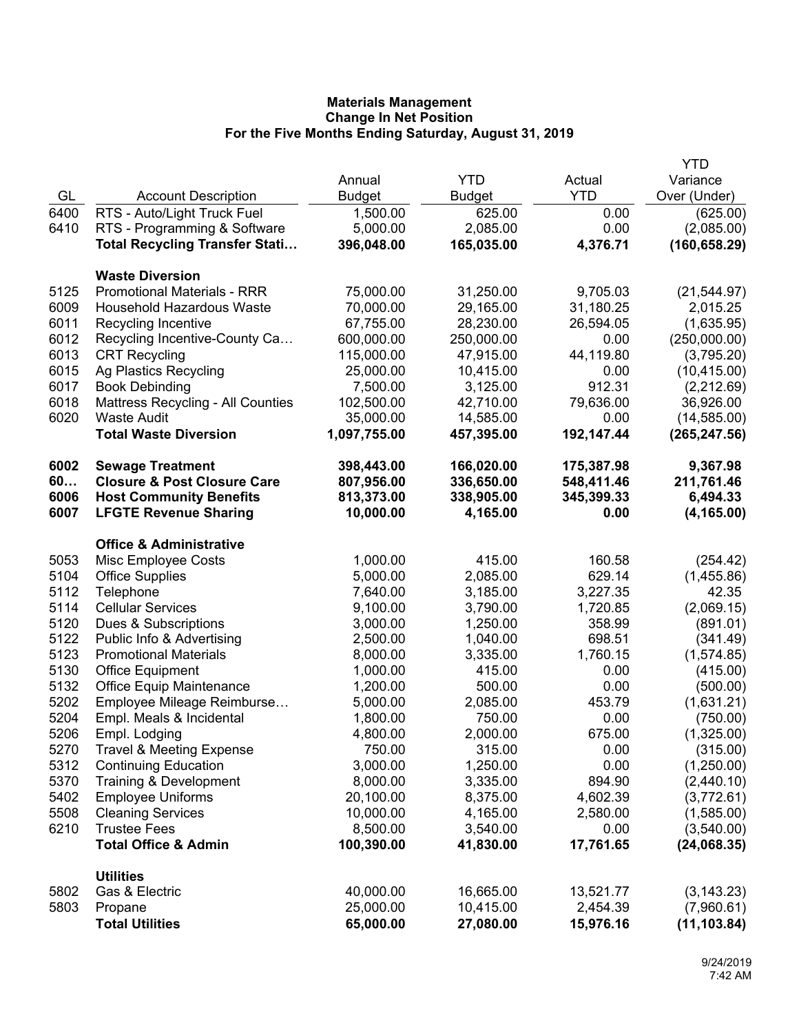**Materials Management**
**Change In Net Position**
**For the Five Months Ending Saturday, August 31, 2019**

| GL | Account Description | Annual Budget | YTD Budget | Actual YTD | YTD Variance Over (Under) |
|---|---|---|---|---|---|
| 6400 | RTS - Auto/Light Truck Fuel | 1,500.00 | 625.00 | 0.00 | (625.00) |
| 6410 | RTS - Programming & Software | 5,000.00 | 2,085.00 | 0.00 | (2,085.00) |
| | **Total Recycling Transfer Stati…** | **396,048.00** | **165,035.00** | **4,376.71** | **(160,658.29)** |
| | **Waste Diversion** | | | | |
| 5125 | Promotional Materials - RRR | 75,000.00 | 31,250.00 | 9,705.03 | (21,544.97) |
| 6009 | Household Hazardous Waste | 70,000.00 | 29,165.00 | 31,180.25 | 2,015.25 |
| 6011 | Recycling Incentive | 67,755.00 | 28,230.00 | 26,594.05 | (1,635.95) |
| 6012 | Recycling Incentive-County Ca… | 600,000.00 | 250,000.00 | 0.00 | (250,000.00) |
| 6013 | CRT Recycling | 115,000.00 | 47,915.00 | 44,119.80 | (3,795.20) |
| 6015 | Ag Plastics Recycling | 25,000.00 | 10,415.00 | 0.00 | (10,415.00) |
| 6017 | Book Debinding | 7,500.00 | 3,125.00 | 912.31 | (2,212.69) |
| 6018 | Mattress Recycling - All Counties | 102,500.00 | 42,710.00 | 79,636.00 | 36,926.00 |
| 6020 | Waste Audit | 35,000.00 | 14,585.00 | 0.00 | (14,585.00) |
| | **Total Waste Diversion** | **1,097,755.00** | **457,395.00** | **192,147.44** | **(265,247.56)** |
| **6002** | **Sewage Treatment** | **398,443.00** | **166,020.00** | **175,387.98** | **9,367.98** |
| **60…** | **Closure & Post Closure Care** | **807,956.00** | **336,650.00** | **548,411.46** | **211,761.46** |
| **6006** | **Host Community Benefits** | **813,373.00** | **338,905.00** | **345,399.33** | **6,494.33** |
| **6007** | **LFGTE Revenue Sharing** | **10,000.00** | **4,165.00** | **0.00** | **(4,165.00)** |
| | **Office & Administrative** | | | | |
| 5053 | Misc Employee Costs | 1,000.00 | 415.00 | 160.58 | (254.42) |
| 5104 | Office Supplies | 5,000.00 | 2,085.00 | 629.14 | (1,455.86) |
| 5112 | Telephone | 7,640.00 | 3,185.00 | 3,227.35 | 42.35 |
| 5114 | Cellular Services | 9,100.00 | 3,790.00 | 1,720.85 | (2,069.15) |
| 5120 | Dues & Subscriptions | 3,000.00 | 1,250.00 | 358.99 | (891.01) |
| 5122 | Public Info & Advertising | 2,500.00 | 1,040.00 | 698.51 | (341.49) |
| 5123 | Promotional Materials | 8,000.00 | 3,335.00 | 1,760.15 | (1,574.85) |
| 5130 | Office Equipment | 1,000.00 | 415.00 | 0.00 | (415.00) |
| 5132 | Office Equip Maintenance | 1,200.00 | 500.00 | 0.00 | (500.00) |
| 5202 | Employee Mileage Reimburse… | 5,000.00 | 2,085.00 | 453.79 | (1,631.21) |
| 5204 | Empl. Meals & Incidental | 1,800.00 | 750.00 | 0.00 | (750.00) |
| 5206 | Empl. Lodging | 4,800.00 | 2,000.00 | 675.00 | (1,325.00) |
| 5270 | Travel & Meeting Expense | 750.00 | 315.00 | 0.00 | (315.00) |
| 5312 | Continuing Education | 3,000.00 | 1,250.00 | 0.00 | (1,250.00) |
| 5370 | Training & Development | 8,000.00 | 3,335.00 | 894.90 | (2,440.10) |
| 5402 | Employee Uniforms | 20,100.00 | 8,375.00 | 4,602.39 | (3,772.61) |
| 5508 | Cleaning Services | 10,000.00 | 4,165.00 | 2,580.00 | (1,585.00) |
| 6210 | Trustee Fees | 8,500.00 | 3,540.00 | 0.00 | (3,540.00) |
| | **Total Office & Admin** | **100,390.00** | **41,830.00** | **17,761.65** | **(24,068.35)** |
| | **Utilities** | | | | |
| 5802 | Gas & Electric | 40,000.00 | 16,665.00 | 13,521.77 | (3,143.23) |
| 5803 | Propane | 25,000.00 | 10,415.00 | 2,454.39 | (7,960.61) |
| | **Total Utilities** | **65,000.00** | **27,080.00** | **15,976.16** | **(11,103.84)** |

9/24/2019
7:42 AM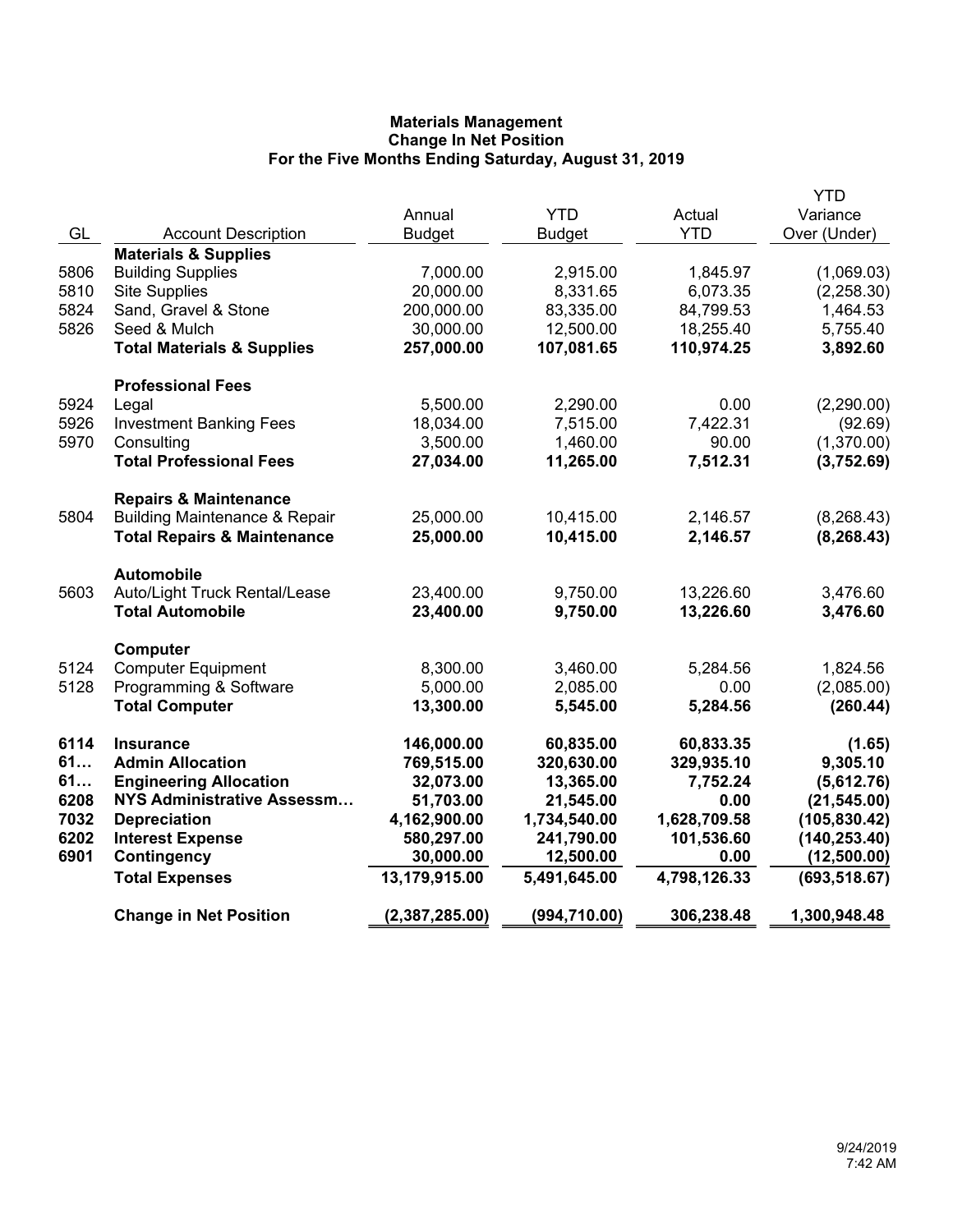**Materials Management**
**Change In Net Position**
**For the Five Months Ending Saturday, August 31, 2019**

| GL | Account Description | Annual Budget | YTD Budget | Actual YTD | YTD Variance Over (Under) |
|---|---|---|---|---|---|
| | **Materials & Supplies** | | | | |
| 5806 | Building Supplies | 7,000.00 | 2,915.00 | 1,845.97 | (1,069.03) |
| 5810 | Site Supplies | 20,000.00 | 8,331.65 | 6,073.35 | (2,258.30) |
| 5824 | Sand, Gravel & Stone | 200,000.00 | 83,335.00 | 84,799.53 | 1,464.53 |
| 5826 | Seed & Mulch | 30,000.00 | 12,500.00 | 18,255.40 | 5,755.40 |
| | **Total Materials & Supplies** | **257,000.00** | **107,081.65** | **110,974.25** | **3,892.60** |
| | **Professional Fees** | | | | |
| 5924 | Legal | 5,500.00 | 2,290.00 | 0.00 | (2,290.00) |
| 5926 | Investment Banking Fees | 18,034.00 | 7,515.00 | 7,422.31 | (92.69) |
| 5970 | Consulting | 3,500.00 | 1,460.00 | 90.00 | (1,370.00) |
| | **Total Professional Fees** | **27,034.00** | **11,265.00** | **7,512.31** | **(3,752.69)** |
| | **Repairs & Maintenance** | | | | |
| 5804 | Building Maintenance & Repair | 25,000.00 | 10,415.00 | 2,146.57 | (8,268.43) |
| | **Total Repairs & Maintenance** | **25,000.00** | **10,415.00** | **2,146.57** | **(8,268.43)** |
| | **Automobile** | | | | |
| 5603 | Auto/Light Truck Rental/Lease | 23,400.00 | 9,750.00 | 13,226.60 | 3,476.60 |
| | **Total Automobile** | **23,400.00** | **9,750.00** | **13,226.60** | **3,476.60** |
| | **Computer** | | | | |
| 5124 | Computer Equipment | 8,300.00 | 3,460.00 | 5,284.56 | 1,824.56 |
| 5128 | Programming & Software | 5,000.00 | 2,085.00 | 0.00 | (2,085.00) |
| | **Total Computer** | **13,300.00** | **5,545.00** | **5,284.56** | **(260.44)** |
| **6114** | **Insurance** | **146,000.00** | **60,835.00** | **60,833.35** | **(1.65)** |
| **61…** | **Admin Allocation** | **769,515.00** | **320,630.00** | **329,935.10** | **9,305.10** |
| **61…** | **Engineering Allocation** | **32,073.00** | **13,365.00** | **7,752.24** | **(5,612.76)** |
| **6208** | **NYS Administrative Assessm…** | **51,703.00** | **21,545.00** | **0.00** | **(21,545.00)** |
| **7032** | **Depreciation** | **4,162,900.00** | **1,734,540.00** | **1,628,709.58** | **(105,830.42)** |
| **6202** | **Interest Expense** | **580,297.00** | **241,790.00** | **101,536.60** | **(140,253.40)** |
| **6901** | **Contingency** | **30,000.00** | **12,500.00** | **0.00** | **(12,500.00)** |
| | **Total Expenses** | **13,179,915.00** | **5,491,645.00** | **4,798,126.33** | **(693,518.67)** |
| | **Change in Net Position** | **(2,387,285.00)** | **(994,710.00)** | **306,238.48** | **1,300,948.48** |

9/24/2019
7:42 AM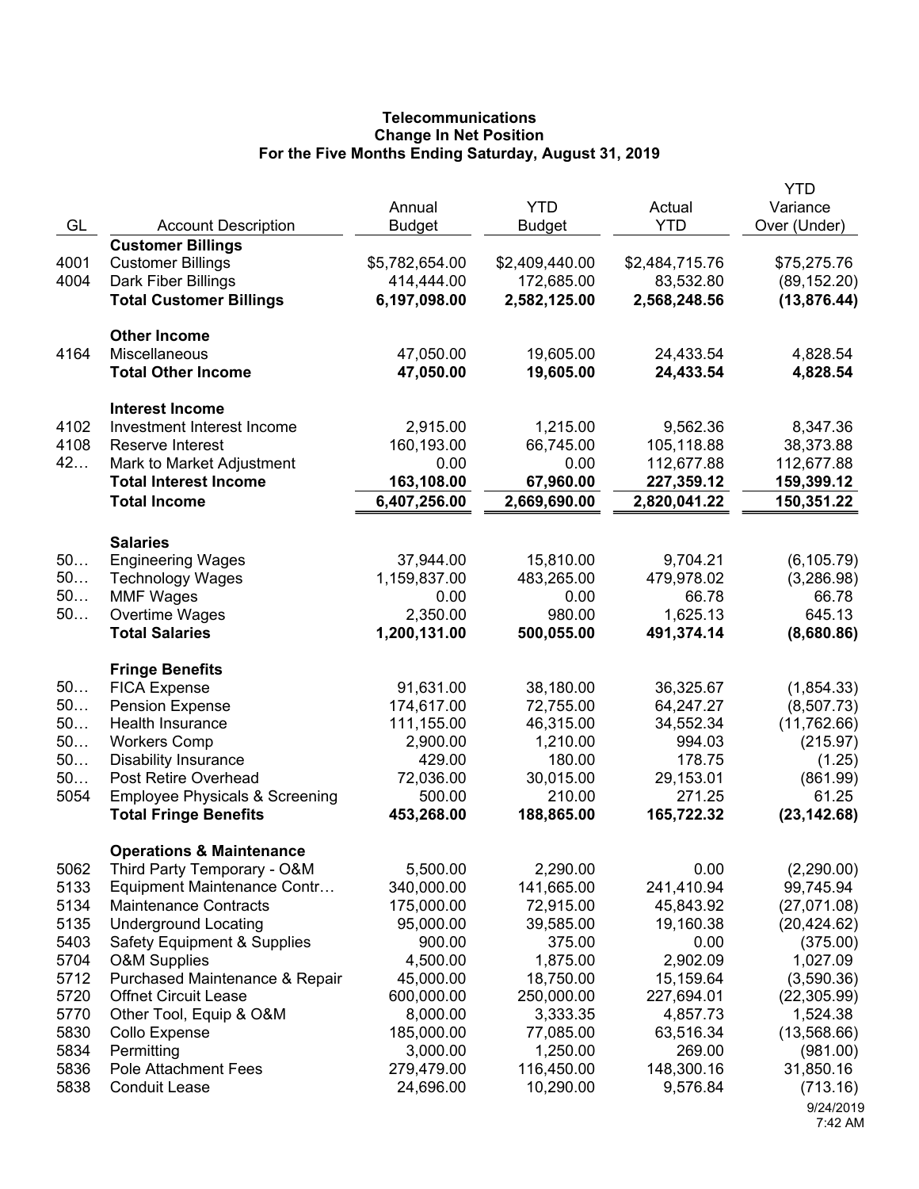**Telecommunications**
**Change In Net Position**
**For the Five Months Ending Saturday, August 31, 2019**

| GL | Account Description | Annual Budget | YTD Budget | Actual YTD | YTD Variance Over (Under) |
|---|---|---|---|---|---|
| | **Customer Billings** | | | | |
| 4001 | Customer Billings | $5,782,654.00 | $2,409,440.00 | $2,484,715.76 | $75,275.76 |
| 4004 | Dark Fiber Billings | 414,444.00 | 172,685.00 | 83,532.80 | (89,152.20) |
| | **Total Customer Billings** | **6,197,098.00** | **2,582,125.00** | **2,568,248.56** | **(13,876.44)** |
| | **Other Income** | | | | |
| 4164 | Miscellaneous | 47,050.00 | 19,605.00 | 24,433.54 | 4,828.54 |
| | **Total Other Income** | **47,050.00** | **19,605.00** | **24,433.54** | **4,828.54** |
| | **Interest Income** | | | | |
| 4102 | Investment Interest Income | 2,915.00 | 1,215.00 | 9,562.36 | 8,347.36 |
| 4108 | Reserve Interest | 160,193.00 | 66,745.00 | 105,118.88 | 38,373.88 |
| 42… | Mark to Market Adjustment | 0.00 | 0.00 | 112,677.88 | 112,677.88 |
| | **Total Interest Income** | **163,108.00** | **67,960.00** | **227,359.12** | **159,399.12** |
| | **Total Income** | **6,407,256.00** | **2,669,690.00** | **2,820,041.22** | **150,351.22** |
| | **Salaries** | | | | |
| 50… | Engineering Wages | 37,944.00 | 15,810.00 | 9,704.21 | (6,105.79) |
| 50… | Technology Wages | 1,159,837.00 | 483,265.00 | 479,978.02 | (3,286.98) |
| 50… | MMF Wages | 0.00 | 0.00 | 66.78 | 66.78 |
| 50… | Overtime Wages | 2,350.00 | 980.00 | 1,625.13 | 645.13 |
| | **Total Salaries** | **1,200,131.00** | **500,055.00** | **491,374.14** | **(8,680.86)** |
| | **Fringe Benefits** | | | | |
| 50… | FICA Expense | 91,631.00 | 38,180.00 | 36,325.67 | (1,854.33) |
| 50… | Pension Expense | 174,617.00 | 72,755.00 | 64,247.27 | (8,507.73) |
| 50… | Health Insurance | 111,155.00 | 46,315.00 | 34,552.34 | (11,762.66) |
| 50… | Workers Comp | 2,900.00 | 1,210.00 | 994.03 | (215.97) |
| 50… | Disability Insurance | 429.00 | 180.00 | 178.75 | (1.25) |
| 50… | Post Retire Overhead | 72,036.00 | 30,015.00 | 29,153.01 | (861.99) |
| 5054 | Employee Physicals & Screening | 500.00 | 210.00 | 271.25 | 61.25 |
| | **Total Fringe Benefits** | **453,268.00** | **188,865.00** | **165,722.32** | **(23,142.68)** |
| | **Operations & Maintenance** | | | | |
| 5062 | Third Party Temporary - O&M | 5,500.00 | 2,290.00 | 0.00 | (2,290.00) |
| 5133 | Equipment Maintenance Contr… | 340,000.00 | 141,665.00 | 241,410.94 | 99,745.94 |
| 5134 | Maintenance Contracts | 175,000.00 | 72,915.00 | 45,843.92 | (27,071.08) |
| 5135 | Underground Locating | 95,000.00 | 39,585.00 | 19,160.38 | (20,424.62) |
| 5403 | Safety Equipment & Supplies | 900.00 | 375.00 | 0.00 | (375.00) |
| 5704 | O&M Supplies | 4,500.00 | 1,875.00 | 2,902.09 | 1,027.09 |
| 5712 | Purchased Maintenance & Repair | 45,000.00 | 18,750.00 | 15,159.64 | (3,590.36) |
| 5720 | Offnet Circuit Lease | 600,000.00 | 250,000.00 | 227,694.01 | (22,305.99) |
| 5770 | Other Tool, Equip & O&M | 8,000.00 | 3,333.35 | 4,857.73 | 1,524.38 |
| 5830 | Collo Expense | 185,000.00 | 77,085.00 | 63,516.34 | (13,568.66) |
| 5834 | Permitting | 3,000.00 | 1,250.00 | 269.00 | (981.00) |
| 5836 | Pole Attachment Fees | 279,479.00 | 116,450.00 | 148,300.16 | 31,850.16 |
| 5838 | Conduit Lease | 24,696.00 | 10,290.00 | 9,576.84 | (713.16) |

9/24/2019
7:42 AM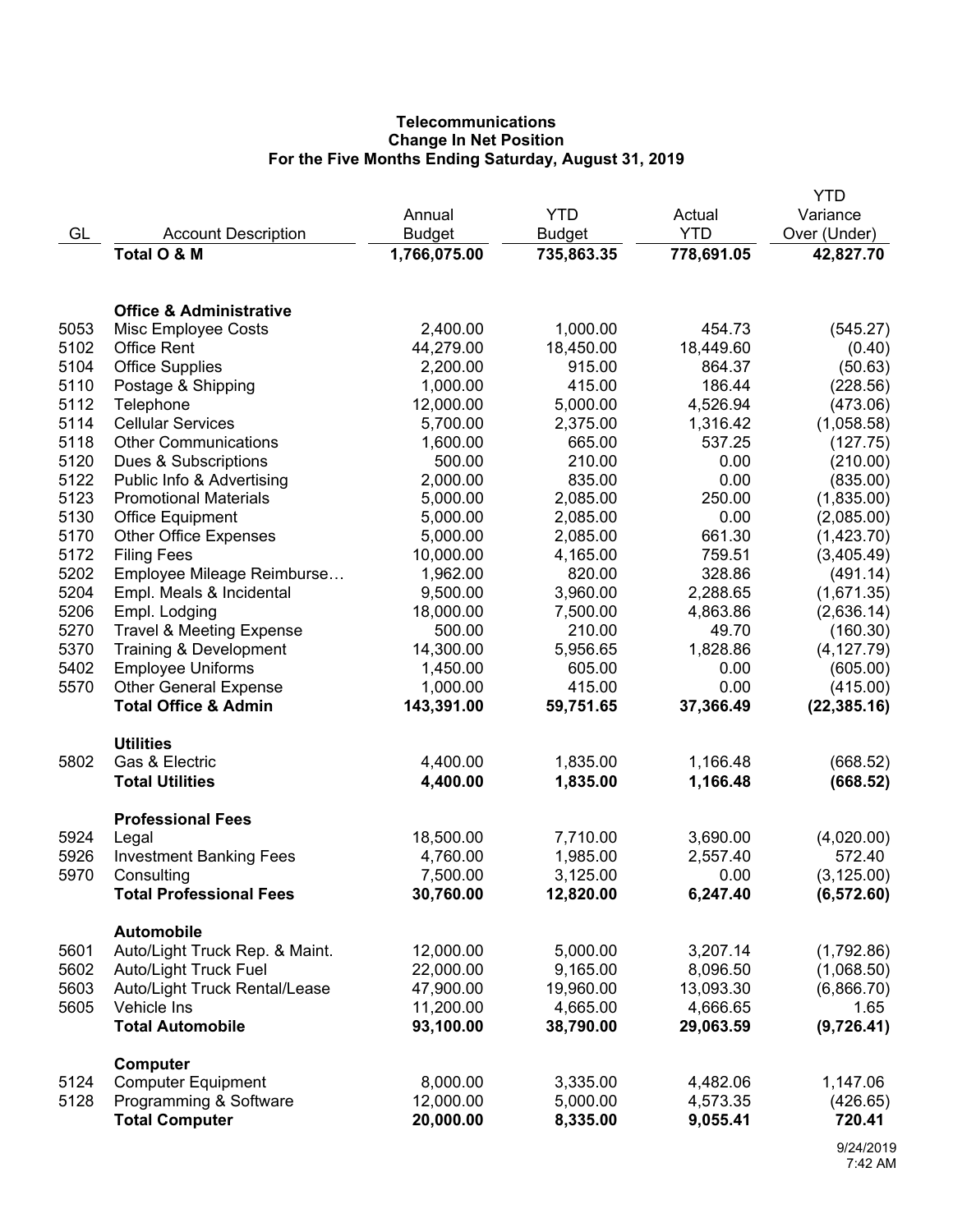**Telecommunications**
**Change In Net Position**
**For the Five Months Ending Saturday, August 31, 2019**

| GL | Account Description | Annual Budget | YTD Budget | Actual YTD | YTD Variance Over (Under) |
|---|---|---|---|---|---|
| | **Total O & M** | **1,766,075.00** | **735,863.35** | **778,691.05** | **42,827.70** |
| | | | | | |
| | **Office & Administrative** | | | | |
| 5053 | Misc Employee Costs | 2,400.00 | 1,000.00 | 454.73 | (545.27) |
| 5102 | Office Rent | 44,279.00 | 18,450.00 | 18,449.60 | (0.40) |
| 5104 | Office Supplies | 2,200.00 | 915.00 | 864.37 | (50.63) |
| 5110 | Postage & Shipping | 1,000.00 | 415.00 | 186.44 | (228.56) |
| 5112 | Telephone | 12,000.00 | 5,000.00 | 4,526.94 | (473.06) |
| 5114 | Cellular Services | 5,700.00 | 2,375.00 | 1,316.42 | (1,058.58) |
| 5118 | Other Communications | 1,600.00 | 665.00 | 537.25 | (127.75) |
| 5120 | Dues & Subscriptions | 500.00 | 210.00 | 0.00 | (210.00) |
| 5122 | Public Info & Advertising | 2,000.00 | 835.00 | 0.00 | (835.00) |
| 5123 | Promotional Materials | 5,000.00 | 2,085.00 | 250.00 | (1,835.00) |
| 5130 | Office Equipment | 5,000.00 | 2,085.00 | 0.00 | (2,085.00) |
| 5170 | Other Office Expenses | 5,000.00 | 2,085.00 | 661.30 | (1,423.70) |
| 5172 | Filing Fees | 10,000.00 | 4,165.00 | 759.51 | (3,405.49) |
| 5202 | Employee Mileage Reimburse… | 1,962.00 | 820.00 | 328.86 | (491.14) |
| 5204 | Empl. Meals & Incidental | 9,500.00 | 3,960.00 | 2,288.65 | (1,671.35) |
| 5206 | Empl. Lodging | 18,000.00 | 7,500.00 | 4,863.86 | (2,636.14) |
| 5270 | Travel & Meeting Expense | 500.00 | 210.00 | 49.70 | (160.30) |
| 5370 | Training & Development | 14,300.00 | 5,956.65 | 1,828.86 | (4,127.79) |
| 5402 | Employee Uniforms | 1,450.00 | 605.00 | 0.00 | (605.00) |
| 5570 | Other General Expense | 1,000.00 | 415.00 | 0.00 | (415.00) |
| | **Total Office & Admin** | **143,391.00** | **59,751.65** | **37,366.49** | **(22,385.16)** |
| | | | | | |
| | **Utilities** | | | | |
| 5802 | Gas & Electric | 4,400.00 | 1,835.00 | 1,166.48 | (668.52) |
| | **Total Utilities** | **4,400.00** | **1,835.00** | **1,166.48** | **(668.52)** |
| | | | | | |
| | **Professional Fees** | | | | |
| 5924 | Legal | 18,500.00 | 7,710.00 | 3,690.00 | (4,020.00) |
| 5926 | Investment Banking Fees | 4,760.00 | 1,985.00 | 2,557.40 | 572.40 |
| 5970 | Consulting | 7,500.00 | 3,125.00 | 0.00 | (3,125.00) |
| | **Total Professional Fees** | **30,760.00** | **12,820.00** | **6,247.40** | **(6,572.60)** |
| | | | | | |
| | **Automobile** | | | | |
| 5601 | Auto/Light Truck Rep. & Maint. | 12,000.00 | 5,000.00 | 3,207.14 | (1,792.86) |
| 5602 | Auto/Light Truck Fuel | 22,000.00 | 9,165.00 | 8,096.50 | (1,068.50) |
| 5603 | Auto/Light Truck Rental/Lease | 47,900.00 | 19,960.00 | 13,093.30 | (6,866.70) |
| 5605 | Vehicle Ins | 11,200.00 | 4,665.00 | 4,666.65 | 1.65 |
| | **Total Automobile** | **93,100.00** | **38,790.00** | **29,063.59** | **(9,726.41)** |
| | | | | | |
| | **Computer** | | | | |
| 5124 | Computer Equipment | 8,000.00 | 3,335.00 | 4,482.06 | 1,147.06 |
| 5128 | Programming & Software | 12,000.00 | 5,000.00 | 4,573.35 | (426.65) |
| | **Total Computer** | **20,000.00** | **8,335.00** | **9,055.41** | **720.41** |

9/24/2019
7:42 AM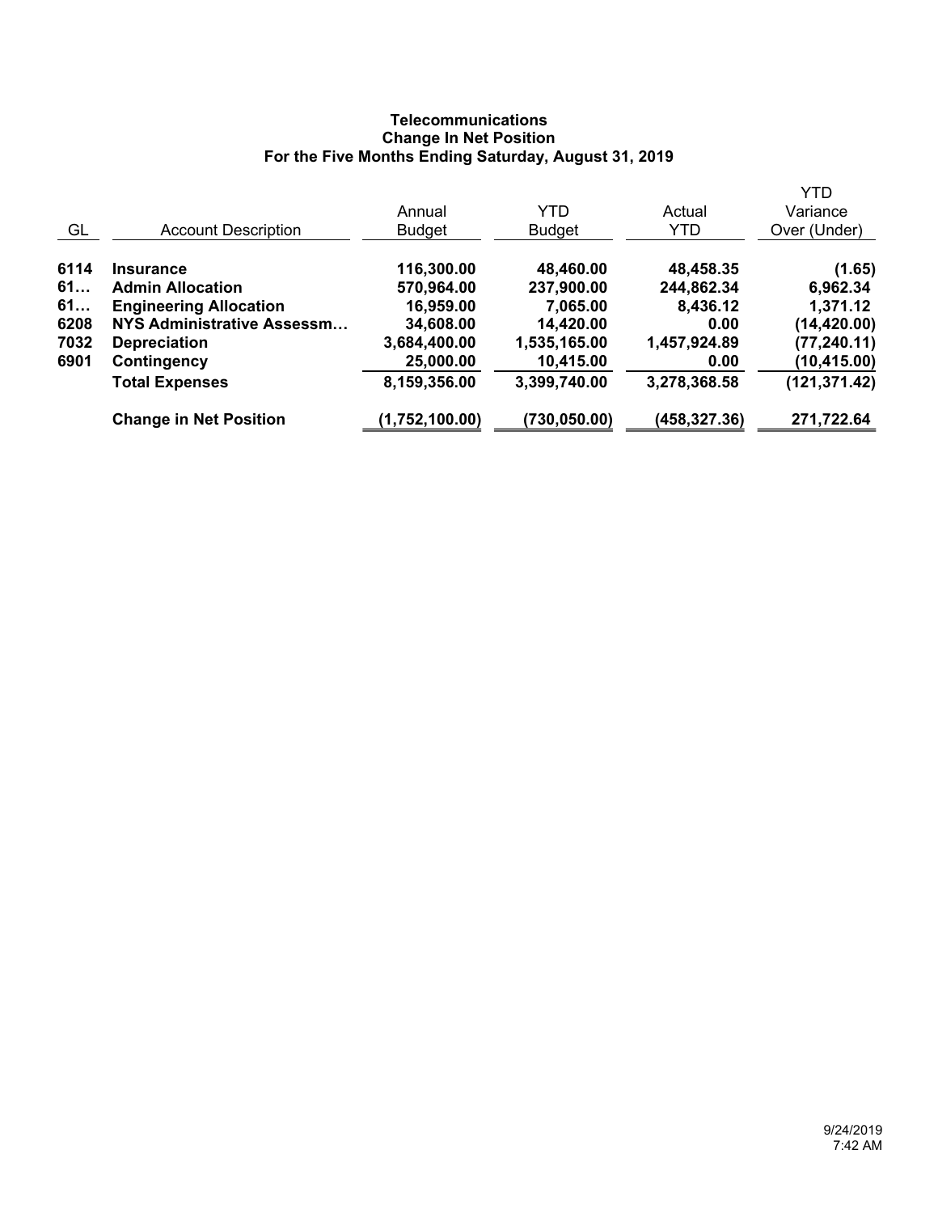**Telecommunications**
**Change In Net Position**
**For the Five Months Ending Saturday, August 31, 2019**

| GL | Account Description | Annual Budget | YTD Budget | Actual YTD | YTD Variance Over (Under) |
|---|---|---|---|---|---|
| **6114** | **Insurance** | **116,300.00** | **48,460.00** | **48,458.35** | **(1.65)** |
| **61…** | **Admin Allocation** | **570,964.00** | **237,900.00** | **244,862.34** | **6,962.34** |
| **61…** | **Engineering Allocation** | **16,959.00** | **7,065.00** | **8,436.12** | **1,371.12** |
| **6208** | **NYS Administrative Assessm…** | **34,608.00** | **14,420.00** | **0.00** | **(14,420.00)** |
| **7032** | **Depreciation** | **3,684,400.00** | **1,535,165.00** | **1,457,924.89** | **(77,240.11)** |
| **6901** | **Contingency** | **25,000.00** | **10,415.00** | **0.00** | **(10,415.00)** |
| | **Total Expenses** | **8,159,356.00** | **3,399,740.00** | **3,278,368.58** | **(121,371.42)** |
| | **Change in Net Position** | **(1,752,100.00)** | **(730,050.00)** | **(458,327.36)** | **271,722.64** |

9/24/2019
7:42 AM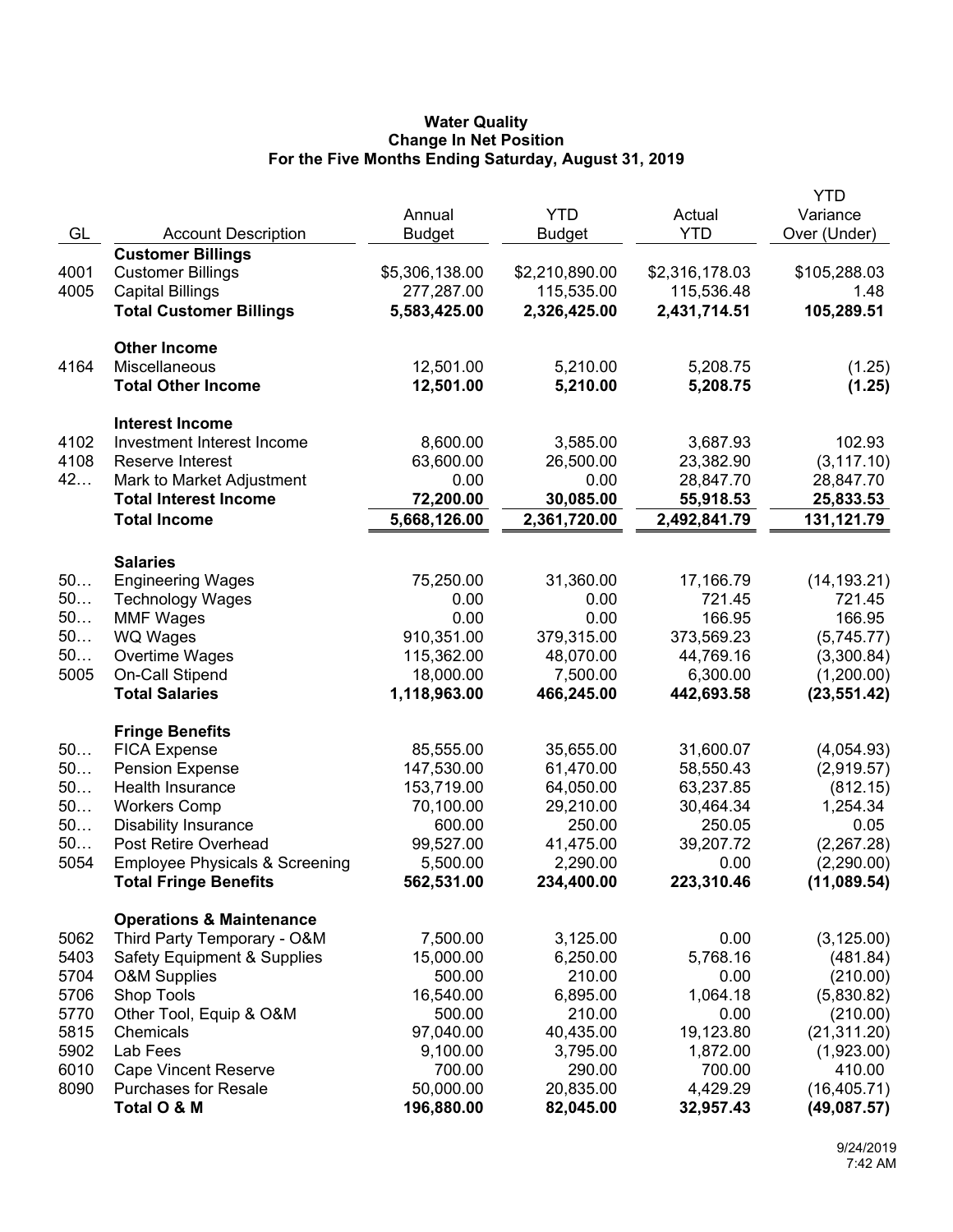**Water Quality**
**Change In Net Position**
**For the Five Months Ending Saturday, August 31, 2019**

| GL | Account Description | Annual Budget | YTD Budget | Actual YTD | YTD Variance Over (Under) |
|---|---|---|---|---|---|
| | **Customer Billings** | | | | |
| 4001 | Customer Billings | $5,306,138.00 | $2,210,890.00 | $2,316,178.03 | $105,288.03 |
| 4005 | Capital Billings | 277,287.00 | 115,535.00 | 115,536.48 | 1.48 |
| | **Total Customer Billings** | **5,583,425.00** | **2,326,425.00** | **2,431,714.51** | **105,289.51** |
| | **Other Income** | | | | |
| 4164 | Miscellaneous | 12,501.00 | 5,210.00 | 5,208.75 | (1.25) |
| | **Total Other Income** | **12,501.00** | **5,210.00** | **5,208.75** | **(1.25)** |
| | **Interest Income** | | | | |
| 4102 | Investment Interest Income | 8,600.00 | 3,585.00 | 3,687.93 | 102.93 |
| 4108 | Reserve Interest | 63,600.00 | 26,500.00 | 23,382.90 | (3,117.10) |
| 42… | Mark to Market Adjustment | 0.00 | 0.00 | 28,847.70 | 28,847.70 |
| | **Total Interest Income** | **72,200.00** | **30,085.00** | **55,918.53** | **25,833.53** |
| | **Total Income** | **5,668,126.00** | **2,361,720.00** | **2,492,841.79** | **131,121.79** |
| | **Salaries** | | | | |
| 50… | Engineering Wages | 75,250.00 | 31,360.00 | 17,166.79 | (14,193.21) |
| 50… | Technology Wages | 0.00 | 0.00 | 721.45 | 721.45 |
| 50… | MMF Wages | 0.00 | 0.00 | 166.95 | 166.95 |
| 50… | WQ Wages | 910,351.00 | 379,315.00 | 373,569.23 | (5,745.77) |
| 50… | Overtime Wages | 115,362.00 | 48,070.00 | 44,769.16 | (3,300.84) |
| 5005 | On-Call Stipend | 18,000.00 | 7,500.00 | 6,300.00 | (1,200.00) |
| | **Total Salaries** | **1,118,963.00** | **466,245.00** | **442,693.58** | **(23,551.42)** |
| | **Fringe Benefits** | | | | |
| 50… | FICA Expense | 85,555.00 | 35,655.00 | 31,600.07 | (4,054.93) |
| 50… | Pension Expense | 147,530.00 | 61,470.00 | 58,550.43 | (2,919.57) |
| 50… | Health Insurance | 153,719.00 | 64,050.00 | 63,237.85 | (812.15) |
| 50… | Workers Comp | 70,100.00 | 29,210.00 | 30,464.34 | 1,254.34 |
| 50… | Disability Insurance | 600.00 | 250.00 | 250.05 | 0.05 |
| 50… | Post Retire Overhead | 99,527.00 | 41,475.00 | 39,207.72 | (2,267.28) |
| 5054 | Employee Physicals & Screening | 5,500.00 | 2,290.00 | 0.00 | (2,290.00) |
| | **Total Fringe Benefits** | **562,531.00** | **234,400.00** | **223,310.46** | **(11,089.54)** |
| | **Operations & Maintenance** | | | | |
| 5062 | Third Party Temporary - O&M | 7,500.00 | 3,125.00 | 0.00 | (3,125.00) |
| 5403 | Safety Equipment & Supplies | 15,000.00 | 6,250.00 | 5,768.16 | (481.84) |
| 5704 | O&M Supplies | 500.00 | 210.00 | 0.00 | (210.00) |
| 5706 | Shop Tools | 16,540.00 | 6,895.00 | 1,064.18 | (5,830.82) |
| 5770 | Other Tool, Equip & O&M | 500.00 | 210.00 | 0.00 | (210.00) |
| 5815 | Chemicals | 97,040.00 | 40,435.00 | 19,123.80 | (21,311.20) |
| 5902 | Lab Fees | 9,100.00 | 3,795.00 | 1,872.00 | (1,923.00) |
| 6010 | Cape Vincent Reserve | 700.00 | 290.00 | 700.00 | 410.00 |
| 8090 | Purchases for Resale | 50,000.00 | 20,835.00 | 4,429.29 | (16,405.71) |
| | **Total O & M** | **196,880.00** | **82,045.00** | **32,957.43** | **(49,087.57)** |

9/24/2019
7:42 AM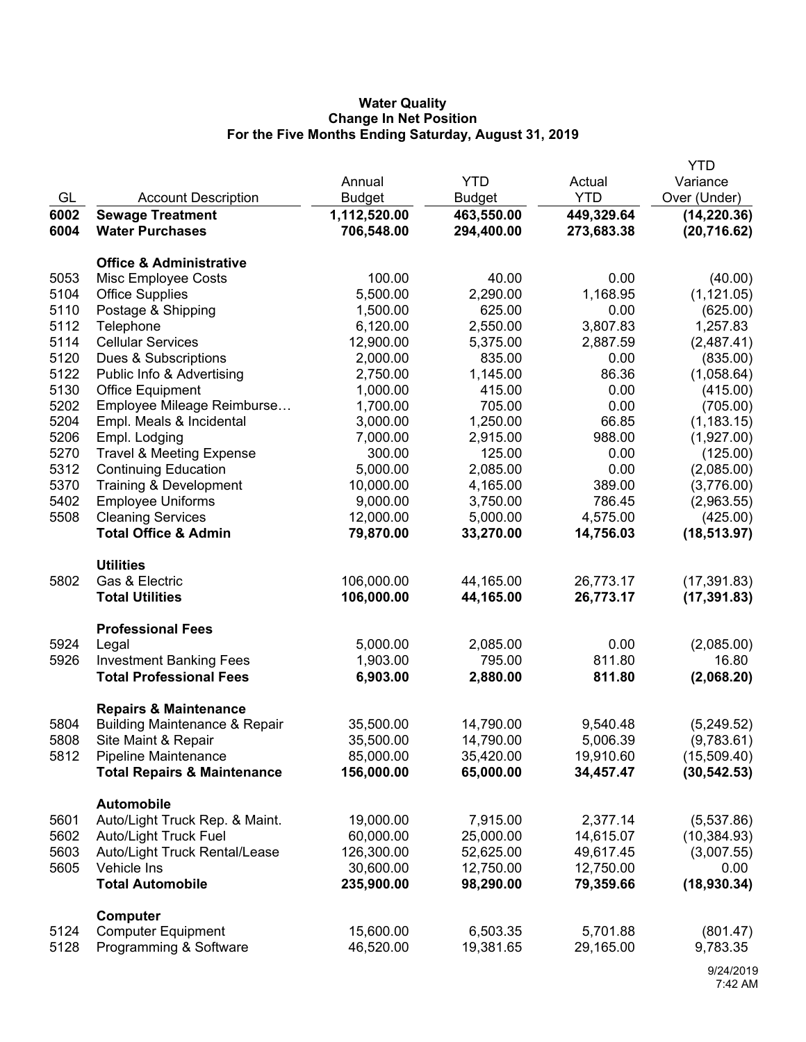**Water Quality**
**Change In Net Position**
**For the Five Months Ending Saturday, August 31, 2019**

| GL | Account Description | Annual Budget | YTD Budget | Actual YTD | YTD Variance Over (Under) |
|---|---|---|---|---|---|
| **6002** | **Sewage Treatment** | **1,112,520.00** | **463,550.00** | **449,329.64** | **(14,220.36)** |
| **6004** | **Water Purchases** | **706,548.00** | **294,400.00** | **273,683.38** | **(20,716.62)** |
| | **Office & Administrative** | | | | |
| 5053 | Misc Employee Costs | 100.00 | 40.00 | 0.00 | (40.00) |
| 5104 | Office Supplies | 5,500.00 | 2,290.00 | 1,168.95 | (1,121.05) |
| 5110 | Postage & Shipping | 1,500.00 | 625.00 | 0.00 | (625.00) |
| 5112 | Telephone | 6,120.00 | 2,550.00 | 3,807.83 | 1,257.83 |
| 5114 | Cellular Services | 12,900.00 | 5,375.00 | 2,887.59 | (2,487.41) |
| 5120 | Dues & Subscriptions | 2,000.00 | 835.00 | 0.00 | (835.00) |
| 5122 | Public Info & Advertising | 2,750.00 | 1,145.00 | 86.36 | (1,058.64) |
| 5130 | Office Equipment | 1,000.00 | 415.00 | 0.00 | (415.00) |
| 5202 | Employee Mileage Reimburse… | 1,700.00 | 705.00 | 0.00 | (705.00) |
| 5204 | Empl. Meals & Incidental | 3,000.00 | 1,250.00 | 66.85 | (1,183.15) |
| 5206 | Empl. Lodging | 7,000.00 | 2,915.00 | 988.00 | (1,927.00) |
| 5270 | Travel & Meeting Expense | 300.00 | 125.00 | 0.00 | (125.00) |
| 5312 | Continuing Education | 5,000.00 | 2,085.00 | 0.00 | (2,085.00) |
| 5370 | Training & Development | 10,000.00 | 4,165.00 | 389.00 | (3,776.00) |
| 5402 | Employee Uniforms | 9,000.00 | 3,750.00 | 786.45 | (2,963.55) |
| 5508 | Cleaning Services | 12,000.00 | 5,000.00 | 4,575.00 | (425.00) |
| | **Total Office & Admin** | **79,870.00** | **33,270.00** | **14,756.03** | **(18,513.97)** |
| | **Utilities** | | | | |
| 5802 | Gas & Electric | 106,000.00 | 44,165.00 | 26,773.17 | (17,391.83) |
| | **Total Utilities** | **106,000.00** | **44,165.00** | **26,773.17** | **(17,391.83)** |
| | **Professional Fees** | | | | |
| 5924 | Legal | 5,000.00 | 2,085.00 | 0.00 | (2,085.00) |
| 5926 | Investment Banking Fees | 1,903.00 | 795.00 | 811.80 | 16.80 |
| | **Total Professional Fees** | **6,903.00** | **2,880.00** | **811.80** | **(2,068.20)** |
| | **Repairs & Maintenance** | | | | |
| 5804 | Building Maintenance & Repair | 35,500.00 | 14,790.00 | 9,540.48 | (5,249.52) |
| 5808 | Site Maint & Repair | 35,500.00 | 14,790.00 | 5,006.39 | (9,783.61) |
| 5812 | Pipeline Maintenance | 85,000.00 | 35,420.00 | 19,910.60 | (15,509.40) |
| | **Total Repairs & Maintenance** | **156,000.00** | **65,000.00** | **34,457.47** | **(30,542.53)** |
| | **Automobile** | | | | |
| 5601 | Auto/Light Truck Rep. & Maint. | 19,000.00 | 7,915.00 | 2,377.14 | (5,537.86) |
| 5602 | Auto/Light Truck Fuel | 60,000.00 | 25,000.00 | 14,615.07 | (10,384.93) |
| 5603 | Auto/Light Truck Rental/Lease | 126,300.00 | 52,625.00 | 49,617.45 | (3,007.55) |
| 5605 | Vehicle Ins | 30,600.00 | 12,750.00 | 12,750.00 | 0.00 |
| | **Total Automobile** | **235,900.00** | **98,290.00** | **79,359.66** | **(18,930.34)** |
| | **Computer** | | | | |
| 5124 | Computer Equipment | 15,600.00 | 6,503.35 | 5,701.88 | (801.47) |
| 5128 | Programming & Software | 46,520.00 | 19,381.65 | 29,165.00 | 9,783.35 |

9/24/2019
7:42 AM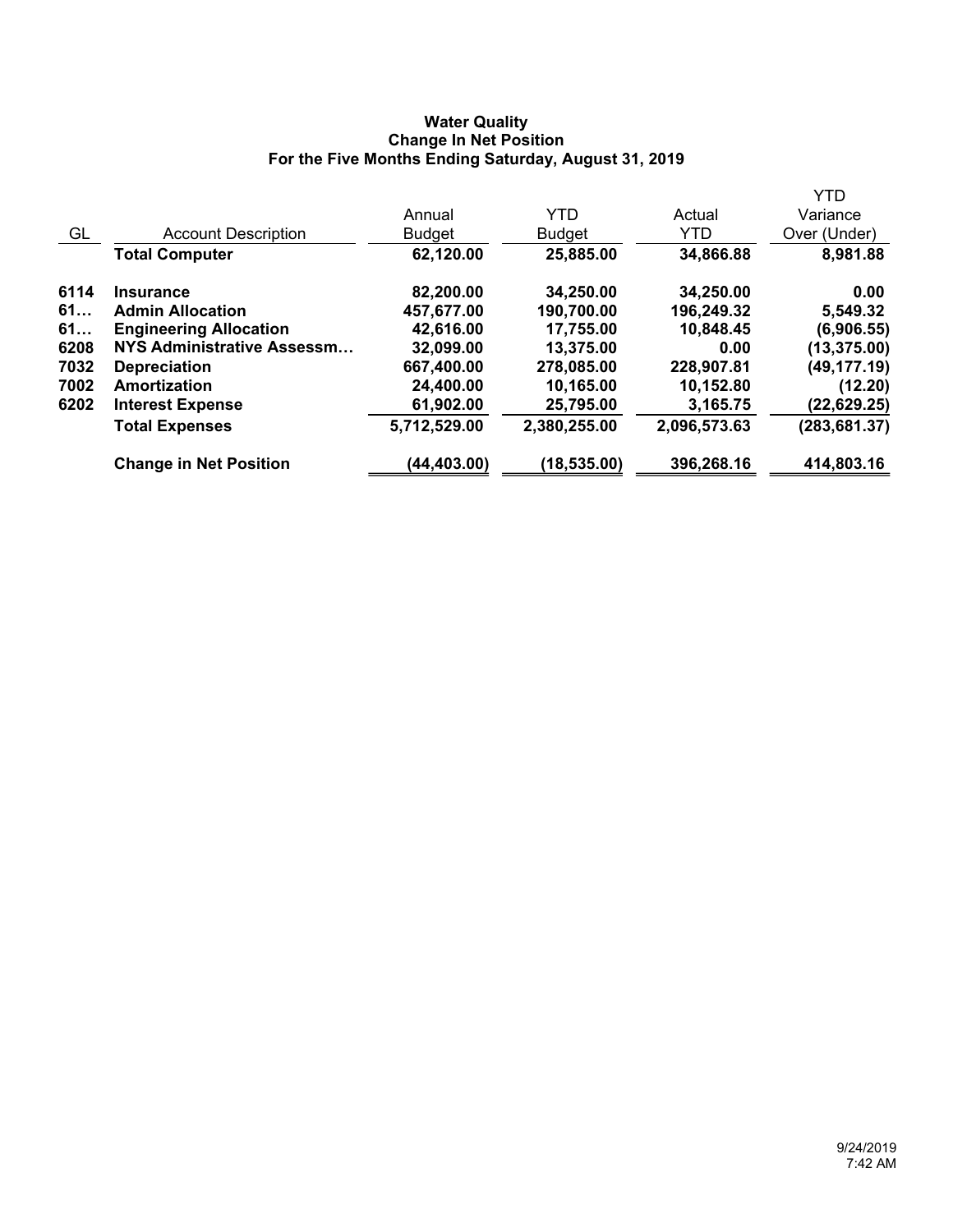**Water Quality**
**Change In Net Position**
**For the Five Months Ending Saturday, August 31, 2019**

| GL | Account Description | Annual Budget | YTD Budget | Actual YTD | YTD Variance Over (Under) |
|---|---|---|---|---|---|
| | **Total Computer** | **62,120.00** | **25,885.00** | **34,866.88** | **8,981.88** |
| **6114** | **Insurance** | **82,200.00** | **34,250.00** | **34,250.00** | **0.00** |
| **61…** | **Admin Allocation** | **457,677.00** | **190,700.00** | **196,249.32** | **5,549.32** |
| **61…** | **Engineering Allocation** | **42,616.00** | **17,755.00** | **10,848.45** | **(6,906.55)** |
| **6208** | **NYS Administrative Assessm…** | **32,099.00** | **13,375.00** | **0.00** | **(13,375.00)** |
| **7032** | **Depreciation** | **667,400.00** | **278,085.00** | **228,907.81** | **(49,177.19)** |
| **7002** | **Amortization** | **24,400.00** | **10,165.00** | **10,152.80** | **(12.20)** |
| **6202** | **Interest Expense** | **61,902.00** | **25,795.00** | **3,165.75** | **(22,629.25)** |
| | **Total Expenses** | **5,712,529.00** | **2,380,255.00** | **2,096,573.63** | **(283,681.37)** |
| | **Change in Net Position** | **(44,403.00)** | **(18,535.00)** | **396,268.16** | **414,803.16** |

9/24/2019
7:42 AM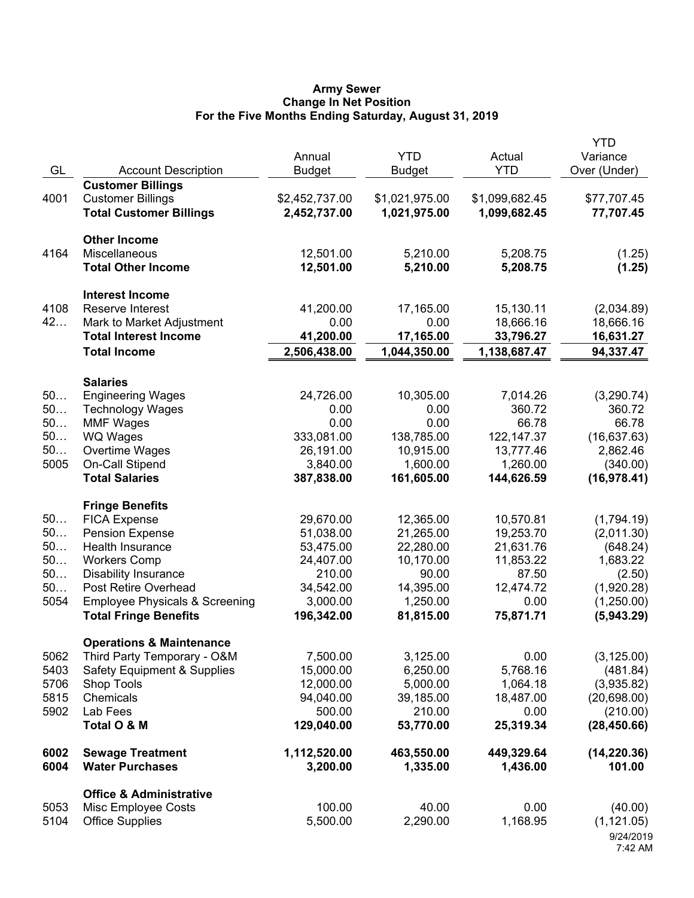# Army Sewer
## Change In Net Position
### For the Five Months Ending Saturday, August 31, 2019

| GL | Account Description | Annual Budget | YTD Budget | Actual YTD | YTD Variance Over (Under) |
|---|---|---|---|---|---|
| | **Customer Billings** | | | | |
| 4001 | Customer Billings | $2,452,737.00 | $1,021,975.00 | $1,099,682.45 | $77,707.45 |
| | **Total Customer Billings** | **2,452,737.00** | **1,021,975.00** | **1,099,682.45** | **77,707.45** |
| | **Other Income** | | | | |
| 4164 | Miscellaneous | 12,501.00 | 5,210.00 | 5,208.75 | (1.25) |
| | **Total Other Income** | **12,501.00** | **5,210.00** | **5,208.75** | **(1.25)** |
| | **Interest Income** | | | | |
| 4108 | Reserve Interest | 41,200.00 | 17,165.00 | 15,130.11 | (2,034.89) |
| 42… | Mark to Market Adjustment | 0.00 | 0.00 | 18,666.16 | 18,666.16 |
| | **Total Interest Income** | **41,200.00** | **17,165.00** | **33,796.27** | **16,631.27** |
| | **Total Income** | **2,506,438.00** | **1,044,350.00** | **1,138,687.47** | **94,337.47** |
| | **Salaries** | | | | |
| 50… | Engineering Wages | 24,726.00 | 10,305.00 | 7,014.26 | (3,290.74) |
| 50… | Technology Wages | 0.00 | 0.00 | 360.72 | 360.72 |
| 50… | MMF Wages | 0.00 | 0.00 | 66.78 | 66.78 |
| 50… | WQ Wages | 333,081.00 | 138,785.00 | 122,147.37 | (16,637.63) |
| 50… | Overtime Wages | 26,191.00 | 10,915.00 | 13,777.46 | 2,862.46 |
| 5005 | On-Call Stipend | 3,840.00 | 1,600.00 | 1,260.00 | (340.00) |
| | **Total Salaries** | **387,838.00** | **161,605.00** | **144,626.59** | **(16,978.41)** |
| | **Fringe Benefits** | | | | |
| 50… | FICA Expense | 29,670.00 | 12,365.00 | 10,570.81 | (1,794.19) |
| 50… | Pension Expense | 51,038.00 | 21,265.00 | 19,253.70 | (2,011.30) |
| 50… | Health Insurance | 53,475.00 | 22,280.00 | 21,631.76 | (648.24) |
| 50… | Workers Comp | 24,407.00 | 10,170.00 | 11,853.22 | 1,683.22 |
| 50… | Disability Insurance | 210.00 | 90.00 | 87.50 | (2.50) |
| 50… | Post Retire Overhead | 34,542.00 | 14,395.00 | 12,474.72 | (1,920.28) |
| 5054 | Employee Physicals & Screening | 3,000.00 | 1,250.00 | 0.00 | (1,250.00) |
| | **Total Fringe Benefits** | **196,342.00** | **81,815.00** | **75,871.71** | **(5,943.29)** |
| | **Operations & Maintenance** | | | | |
| 5062 | Third Party Temporary - O&M | 7,500.00 | 3,125.00 | 0.00 | (3,125.00) |
| 5403 | Safety Equipment & Supplies | 15,000.00 | 6,250.00 | 5,768.16 | (481.84) |
| 5706 | Shop Tools | 12,000.00 | 5,000.00 | 1,064.18 | (3,935.82) |
| 5815 | Chemicals | 94,040.00 | 39,185.00 | 18,487.00 | (20,698.00) |
| 5902 | Lab Fees | 500.00 | 210.00 | 0.00 | (210.00) |
| | **Total O & M** | **129,040.00** | **53,770.00** | **25,319.34** | **(28,450.66)** |
| **6002** | **Sewage Treatment** | **1,112,520.00** | **463,550.00** | **449,329.64** | **(14,220.36)** |
| **6004** | **Water Purchases** | **3,200.00** | **1,335.00** | **1,436.00** | **101.00** |
| | **Office & Administrative** | | | | |
| 5053 | Misc Employee Costs | 100.00 | 40.00 | 0.00 | (40.00) |
| 5104 | Office Supplies | 5,500.00 | 2,290.00 | 1,168.95 | (1,121.05) |

9/24/2019
7:42 AM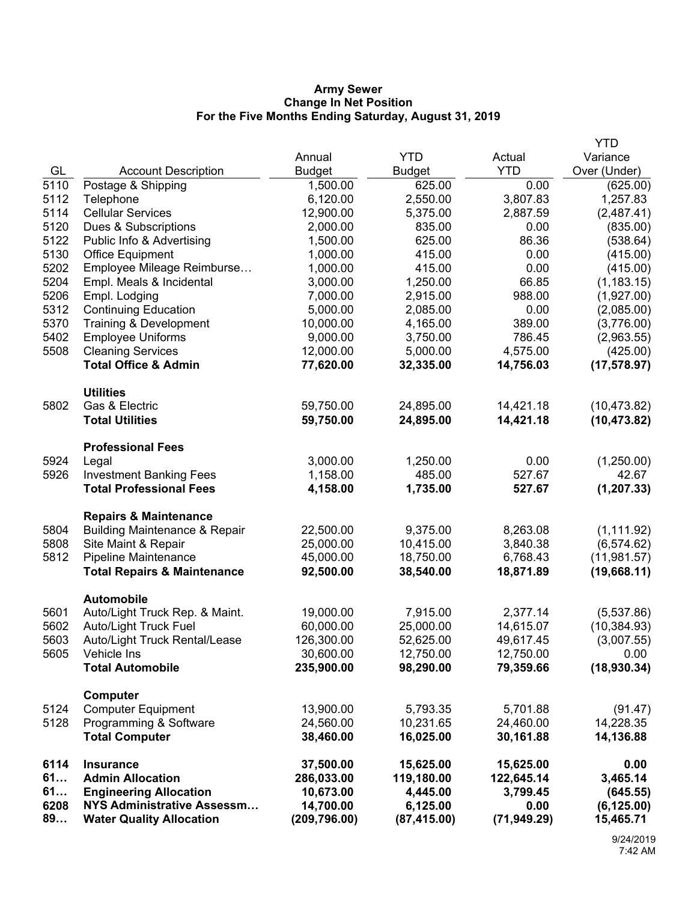**Army Sewer**
**Change In Net Position**
**For the Five Months Ending Saturday, August 31, 2019**

| GL | Account Description | Annual Budget | YTD Budget | Actual YTD | YTD Variance Over (Under) |
|---|---|---|---|---|---|
| 5110 | Postage & Shipping | 1,500.00 | 625.00 | 0.00 | (625.00) |
| 5112 | Telephone | 6,120.00 | 2,550.00 | 3,807.83 | 1,257.83 |
| 5114 | Cellular Services | 12,900.00 | 5,375.00 | 2,887.59 | (2,487.41) |
| 5120 | Dues & Subscriptions | 2,000.00 | 835.00 | 0.00 | (835.00) |
| 5122 | Public Info & Advertising | 1,500.00 | 625.00 | 86.36 | (538.64) |
| 5130 | Office Equipment | 1,000.00 | 415.00 | 0.00 | (415.00) |
| 5202 | Employee Mileage Reimburse… | 1,000.00 | 415.00 | 0.00 | (415.00) |
| 5204 | Empl. Meals & Incidental | 3,000.00 | 1,250.00 | 66.85 | (1,183.15) |
| 5206 | Empl. Lodging | 7,000.00 | 2,915.00 | 988.00 | (1,927.00) |
| 5312 | Continuing Education | 5,000.00 | 2,085.00 | 0.00 | (2,085.00) |
| 5370 | Training & Development | 10,000.00 | 4,165.00 | 389.00 | (3,776.00) |
| 5402 | Employee Uniforms | 9,000.00 | 3,750.00 | 786.45 | (2,963.55) |
| 5508 | Cleaning Services | 12,000.00 | 5,000.00 | 4,575.00 | (425.00) |
| | **Total Office & Admin** | **77,620.00** | **32,335.00** | **14,756.03** | **(17,578.97)** |
| | **Utilities** | | | | |
| 5802 | Gas & Electric | 59,750.00 | 24,895.00 | 14,421.18 | (10,473.82) |
| | **Total Utilities** | **59,750.00** | **24,895.00** | **14,421.18** | **(10,473.82)** |
| | **Professional Fees** | | | | |
| 5924 | Legal | 3,000.00 | 1,250.00 | 0.00 | (1,250.00) |
| 5926 | Investment Banking Fees | 1,158.00 | 485.00 | 527.67 | 42.67 |
| | **Total Professional Fees** | **4,158.00** | **1,735.00** | **527.67** | **(1,207.33)** |
| | **Repairs & Maintenance** | | | | |
| 5804 | Building Maintenance & Repair | 22,500.00 | 9,375.00 | 8,263.08 | (1,111.92) |
| 5808 | Site Maint & Repair | 25,000.00 | 10,415.00 | 3,840.38 | (6,574.62) |
| 5812 | Pipeline Maintenance | 45,000.00 | 18,750.00 | 6,768.43 | (11,981.57) |
| | **Total Repairs & Maintenance** | **92,500.00** | **38,540.00** | **18,871.89** | **(19,668.11)** |
| | **Automobile** | | | | |
| 5601 | Auto/Light Truck Rep. & Maint. | 19,000.00 | 7,915.00 | 2,377.14 | (5,537.86) |
| 5602 | Auto/Light Truck Fuel | 60,000.00 | 25,000.00 | 14,615.07 | (10,384.93) |
| 5603 | Auto/Light Truck Rental/Lease | 126,300.00 | 52,625.00 | 49,617.45 | (3,007.55) |
| 5605 | Vehicle Ins | 30,600.00 | 12,750.00 | 12,750.00 | 0.00 |
| | **Total Automobile** | **235,900.00** | **98,290.00** | **79,359.66** | **(18,930.34)** |
| | **Computer** | | | | |
| 5124 | Computer Equipment | 13,900.00 | 5,793.35 | 5,701.88 | (91.47) |
| 5128 | Programming & Software | 24,560.00 | 10,231.65 | 24,460.00 | 14,228.35 |
| | **Total Computer** | **38,460.00** | **16,025.00** | **30,161.88** | **14,136.88** |
| **6114** | **Insurance** | **37,500.00** | **15,625.00** | **15,625.00** | **0.00** |
| **61…** | **Admin Allocation** | **286,033.00** | **119,180.00** | **122,645.14** | **3,465.14** |
| **61…** | **Engineering Allocation** | **10,673.00** | **4,445.00** | **3,799.45** | **(645.55)** |
| **6208** | **NYS Administrative Assessm…** | **14,700.00** | **6,125.00** | **0.00** | **(6,125.00)** |
| **89…** | **Water Quality Allocation** | **(209,796.00)** | **(87,415.00)** | **(71,949.29)** | **15,465.71** |

9/24/2019
7:42 AM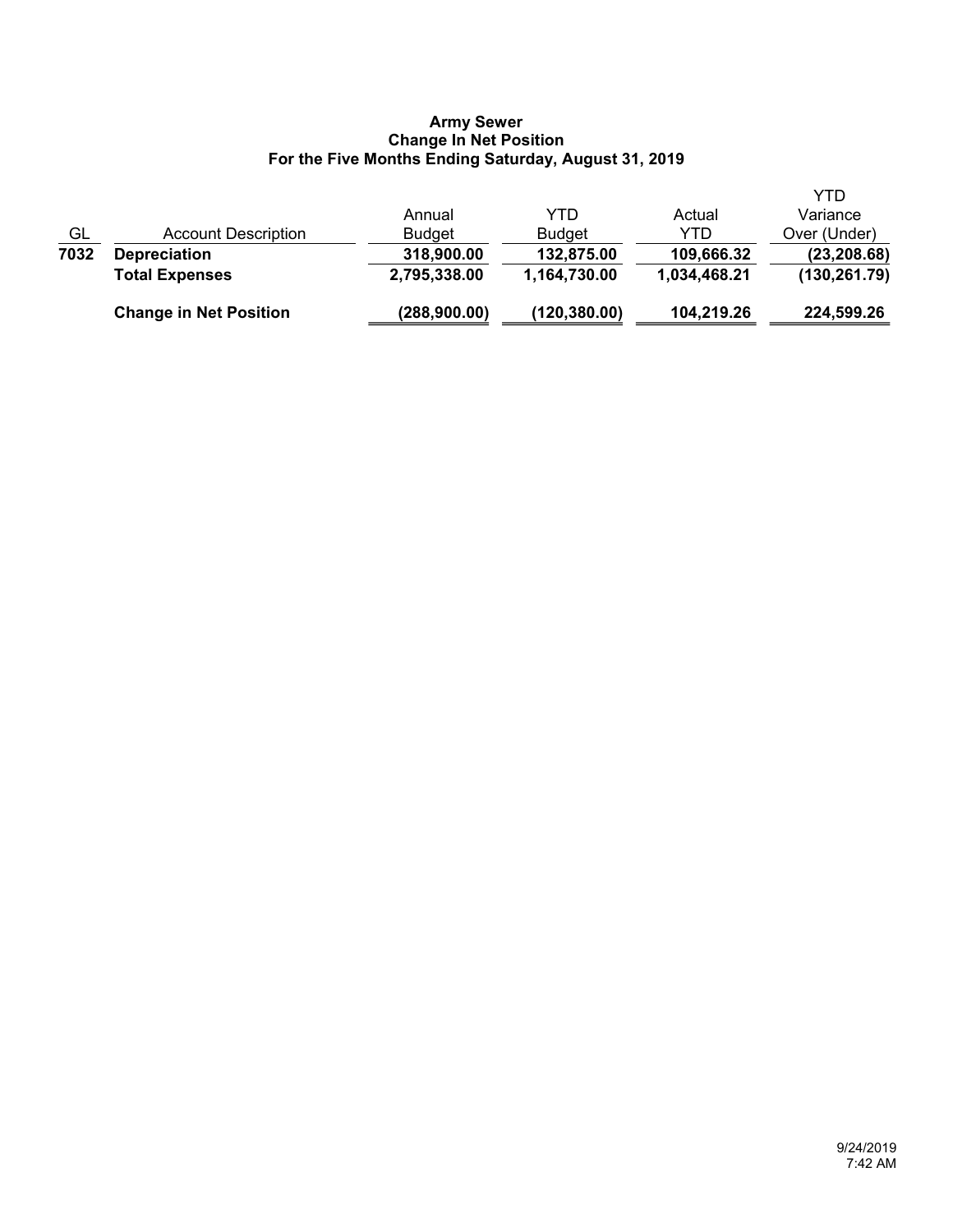**Army Sewer**
**Change In Net Position**
**For the Five Months Ending Saturday, August 31, 2019**

| GL | Account Description | Annual Budget | YTD Budget | Actual YTD | YTD Variance Over (Under) |
|---|---|---|---|---|---|
| **7032** | **Depreciation** | **318,900.00** | **132,875.00** | **109,666.32** | **(23,208.68)** |
| | **Total Expenses** | **2,795,338.00** | **1,164,730.00** | **1,034,468.21** | **(130,261.79)** |
| | **Change in Net Position** | **(288,900.00)** | **(120,380.00)** | **104,219.26** | **224,599.26** |

9/24/2019
7:42 AM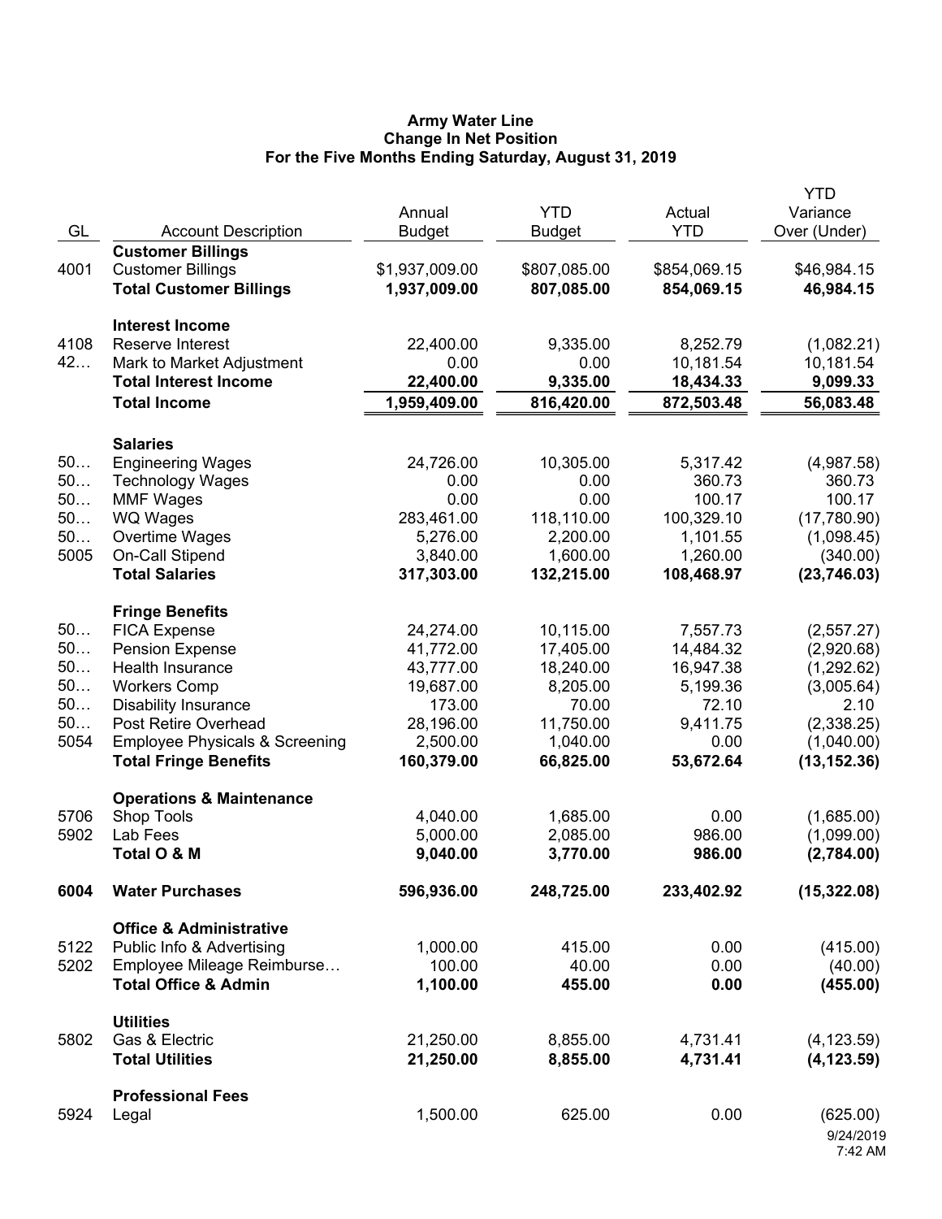**Army Water Line**
**Change In Net Position**
**For the Five Months Ending Saturday, August 31, 2019**

| GL | Account Description | Annual Budget | YTD Budget | Actual YTD | YTD Variance Over (Under) |
|---|---|---|---|---|---|
| | **Customer Billings** | | | | |
| 4001 | Customer Billings | $1,937,009.00 | $807,085.00 | $854,069.15 | $46,984.15 |
| | **Total Customer Billings** | **1,937,009.00** | **807,085.00** | **854,069.15** | **46,984.15** |
| | **Interest Income** | | | | |
| 4108 | Reserve Interest | 22,400.00 | 9,335.00 | 8,252.79 | (1,082.21) |
| 42… | Mark to Market Adjustment | 0.00 | 0.00 | 10,181.54 | 10,181.54 |
| | **Total Interest Income** | **22,400.00** | **9,335.00** | **18,434.33** | **9,099.33** |
| | **Total Income** | **1,959,409.00** | **816,420.00** | **872,503.48** | **56,083.48** |
| | **Salaries** | | | | |
| 50… | Engineering Wages | 24,726.00 | 10,305.00 | 5,317.42 | (4,987.58) |
| 50… | Technology Wages | 0.00 | 0.00 | 360.73 | 360.73 |
| 50… | MMF Wages | 0.00 | 0.00 | 100.17 | 100.17 |
| 50… | WQ Wages | 283,461.00 | 118,110.00 | 100,329.10 | (17,780.90) |
| 50… | Overtime Wages | 5,276.00 | 2,200.00 | 1,101.55 | (1,098.45) |
| 5005 | On-Call Stipend | 3,840.00 | 1,600.00 | 1,260.00 | (340.00) |
| | **Total Salaries** | **317,303.00** | **132,215.00** | **108,468.97** | **(23,746.03)** |
| | **Fringe Benefits** | | | | |
| 50… | FICA Expense | 24,274.00 | 10,115.00 | 7,557.73 | (2,557.27) |
| 50… | Pension Expense | 41,772.00 | 17,405.00 | 14,484.32 | (2,920.68) |
| 50… | Health Insurance | 43,777.00 | 18,240.00 | 16,947.38 | (1,292.62) |
| 50… | Workers Comp | 19,687.00 | 8,205.00 | 5,199.36 | (3,005.64) |
| 50… | Disability Insurance | 173.00 | 70.00 | 72.10 | 2.10 |
| 50… | Post Retire Overhead | 28,196.00 | 11,750.00 | 9,411.75 | (2,338.25) |
| 5054 | Employee Physicals & Screening | 2,500.00 | 1,040.00 | 0.00 | (1,040.00) |
| | **Total Fringe Benefits** | **160,379.00** | **66,825.00** | **53,672.64** | **(13,152.36)** |
| | **Operations & Maintenance** | | | | |
| 5706 | Shop Tools | 4,040.00 | 1,685.00 | 0.00 | (1,685.00) |
| 5902 | Lab Fees | 5,000.00 | 2,085.00 | 986.00 | (1,099.00) |
| | **Total O & M** | **9,040.00** | **3,770.00** | **986.00** | **(2,784.00)** |
| **6004** | **Water Purchases** | **596,936.00** | **248,725.00** | **233,402.92** | **(15,322.08)** |
| | **Office & Administrative** | | | | |
| 5122 | Public Info & Advertising | 1,000.00 | 415.00 | 0.00 | (415.00) |
| 5202 | Employee Mileage Reimburse… | 100.00 | 40.00 | 0.00 | (40.00) |
| | **Total Office & Admin** | **1,100.00** | **455.00** | **0.00** | **(455.00)** |
| | **Utilities** | | | | |
| 5802 | Gas & Electric | 21,250.00 | 8,855.00 | 4,731.41 | (4,123.59) |
| | **Total Utilities** | **21,250.00** | **8,855.00** | **4,731.41** | **(4,123.59)** |
| | **Professional Fees** | | | | |
| 5924 | Legal | 1,500.00 | 625.00 | 0.00 | (625.00) |

9/24/2019
7:42 AM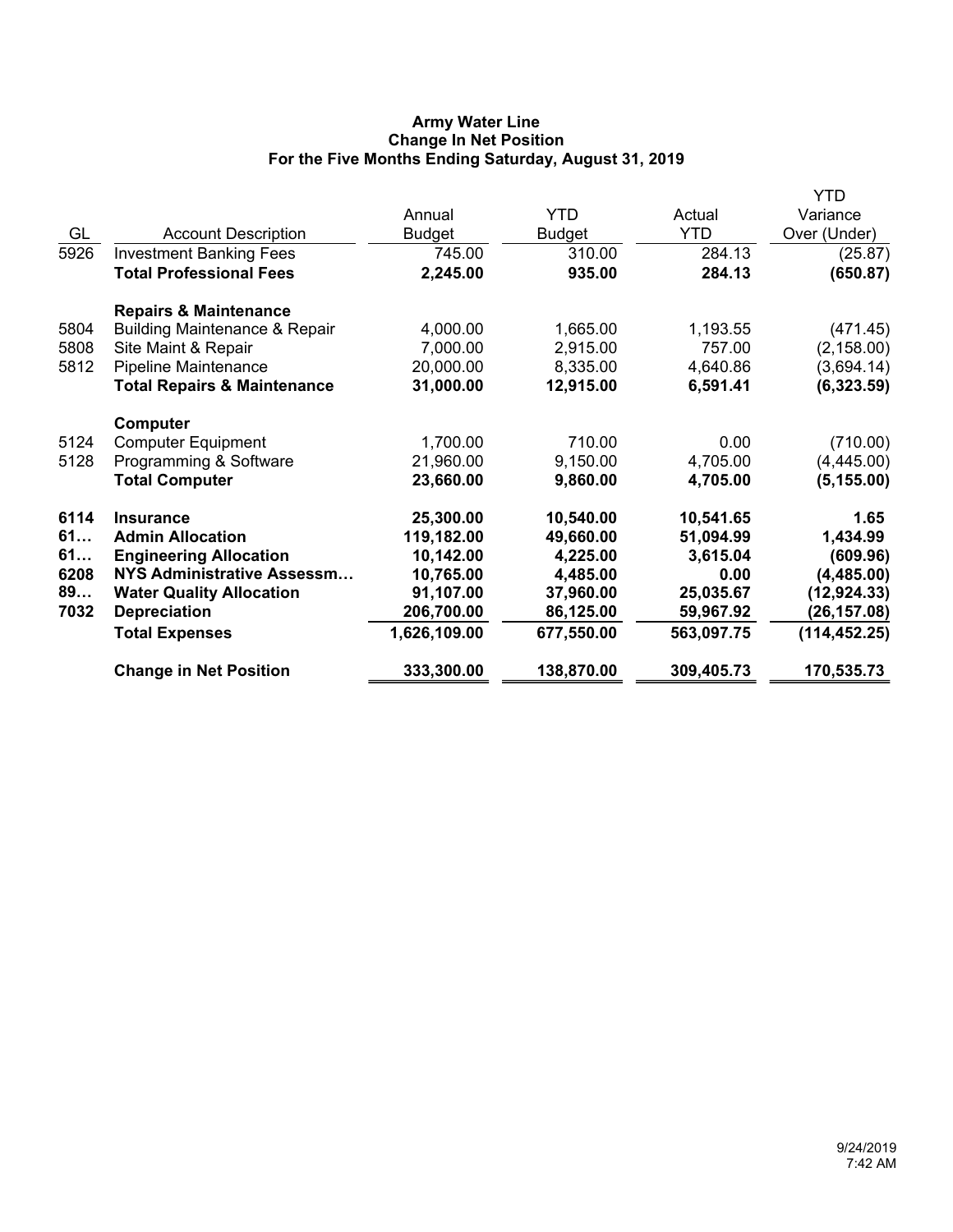**Army Water Line**
**Change In Net Position**
**For the Five Months Ending Saturday, August 31, 2019**

| GL | Account Description | Annual Budget | YTD Budget | Actual YTD | YTD Variance Over (Under) |
|---|---|---|---|---|---|
| 5926 | Investment Banking Fees | 745.00 | 310.00 | 284.13 | (25.87) |
| | **Total Professional Fees** | **2,245.00** | **935.00** | **284.13** | **(650.87)** |
| | **Repairs & Maintenance** | | | | |
| 5804 | Building Maintenance & Repair | 4,000.00 | 1,665.00 | 1,193.55 | (471.45) |
| 5808 | Site Maint & Repair | 7,000.00 | 2,915.00 | 757.00 | (2,158.00) |
| 5812 | Pipeline Maintenance | 20,000.00 | 8,335.00 | 4,640.86 | (3,694.14) |
| | **Total Repairs & Maintenance** | **31,000.00** | **12,915.00** | **6,591.41** | **(6,323.59)** |
| | **Computer** | | | | |
| 5124 | Computer Equipment | 1,700.00 | 710.00 | 0.00 | (710.00) |
| 5128 | Programming & Software | 21,960.00 | 9,150.00 | 4,705.00 | (4,445.00) |
| | **Total Computer** | **23,660.00** | **9,860.00** | **4,705.00** | **(5,155.00)** |
| **6114** | **Insurance** | **25,300.00** | **10,540.00** | **10,541.65** | **1.65** |
| **61…** | **Admin Allocation** | **119,182.00** | **49,660.00** | **51,094.99** | **1,434.99** |
| **61…** | **Engineering Allocation** | **10,142.00** | **4,225.00** | **3,615.04** | **(609.96)** |
| **6208** | **NYS Administrative Assessm…** | **10,765.00** | **4,485.00** | **0.00** | **(4,485.00)** |
| **89…** | **Water Quality Allocation** | **91,107.00** | **37,960.00** | **25,035.67** | **(12,924.33)** |
| **7032** | **Depreciation** | **206,700.00** | **86,125.00** | **59,967.92** | **(26,157.08)** |
| | **Total Expenses** | **1,626,109.00** | **677,550.00** | **563,097.75** | **(114,452.25)** |
| | **Change in Net Position** | **333,300.00** | **138,870.00** | **309,405.73** | **170,535.73** |

9/24/2019
7:42 AM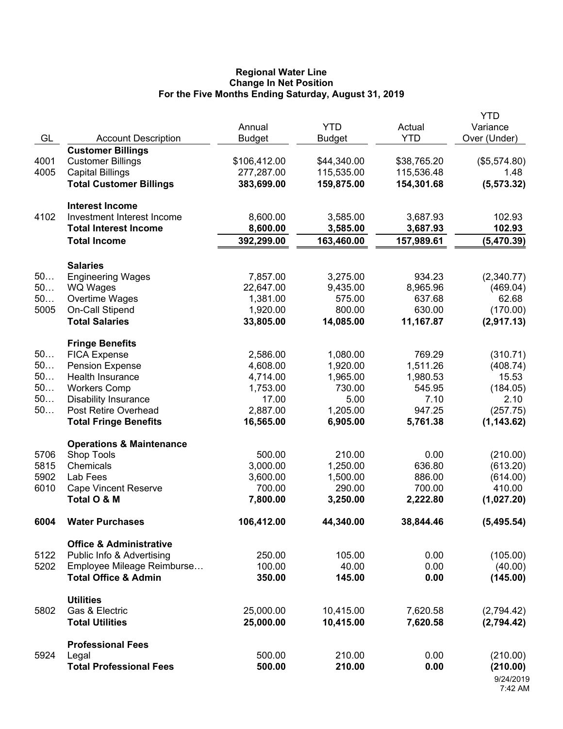**Regional Water Line**
**Change In Net Position**
**For the Five Months Ending Saturday, August 31, 2019**

| GL | Account Description | Annual Budget | YTD Budget | Actual YTD | YTD Variance Over (Under) |
|---|---|---|---|---|---|
| | **Customer Billings** | | | | |
| 4001 | Customer Billings | $106,412.00 | $44,340.00 | $38,765.20 | ($5,574.80) |
| 4005 | Capital Billings | 277,287.00 | 115,535.00 | 115,536.48 | 1.48 |
| | **Total Customer Billings** | **383,699.00** | **159,875.00** | **154,301.68** | **(5,573.32)** |
| | **Interest Income** | | | | |
| 4102 | Investment Interest Income | 8,600.00 | 3,585.00 | 3,687.93 | 102.93 |
| | **Total Interest Income** | **8,600.00** | **3,585.00** | **3,687.93** | **102.93** |
| | **Total Income** | **392,299.00** | **163,460.00** | **157,989.61** | **(5,470.39)** |
| | **Salaries** | | | | |
| 50… | Engineering Wages | 7,857.00 | 3,275.00 | 934.23 | (2,340.77) |
| 50… | WQ Wages | 22,647.00 | 9,435.00 | 8,965.96 | (469.04) |
| 50… | Overtime Wages | 1,381.00 | 575.00 | 637.68 | 62.68 |
| 5005 | On-Call Stipend | 1,920.00 | 800.00 | 630.00 | (170.00) |
| | **Total Salaries** | **33,805.00** | **14,085.00** | **11,167.87** | **(2,917.13)** |
| | **Fringe Benefits** | | | | |
| 50… | FICA Expense | 2,586.00 | 1,080.00 | 769.29 | (310.71) |
| 50… | Pension Expense | 4,608.00 | 1,920.00 | 1,511.26 | (408.74) |
| 50… | Health Insurance | 4,714.00 | 1,965.00 | 1,980.53 | 15.53 |
| 50… | Workers Comp | 1,753.00 | 730.00 | 545.95 | (184.05) |
| 50… | Disability Insurance | 17.00 | 5.00 | 7.10 | 2.10 |
| 50… | Post Retire Overhead | 2,887.00 | 1,205.00 | 947.25 | (257.75) |
| | **Total Fringe Benefits** | **16,565.00** | **6,905.00** | **5,761.38** | **(1,143.62)** |
| | **Operations & Maintenance** | | | | |
| 5706 | Shop Tools | 500.00 | 210.00 | 0.00 | (210.00) |
| 5815 | Chemicals | 3,000.00 | 1,250.00 | 636.80 | (613.20) |
| 5902 | Lab Fees | 3,600.00 | 1,500.00 | 886.00 | (614.00) |
| 6010 | Cape Vincent Reserve | 700.00 | 290.00 | 700.00 | 410.00 |
| | **Total O & M** | **7,800.00** | **3,250.00** | **2,222.80** | **(1,027.20)** |
| **6004** | **Water Purchases** | **106,412.00** | **44,340.00** | **38,844.46** | **(5,495.54)** |
| | **Office & Administrative** | | | | |
| 5122 | Public Info & Advertising | 250.00 | 105.00 | 0.00 | (105.00) |
| 5202 | Employee Mileage Reimburse… | 100.00 | 40.00 | 0.00 | (40.00) |
| | **Total Office & Admin** | **350.00** | **145.00** | **0.00** | **(145.00)** |
| | **Utilities** | | | | |
| 5802 | Gas & Electric | 25,000.00 | 10,415.00 | 7,620.58 | (2,794.42) |
| | **Total Utilities** | **25,000.00** | **10,415.00** | **7,620.58** | **(2,794.42)** |
| | **Professional Fees** | | | | |
| 5924 | Legal | 500.00 | 210.00 | 0.00 | (210.00) |
| | **Total Professional Fees** | **500.00** | **210.00** | **0.00** | **(210.00)** |

9/24/2019
7:42 AM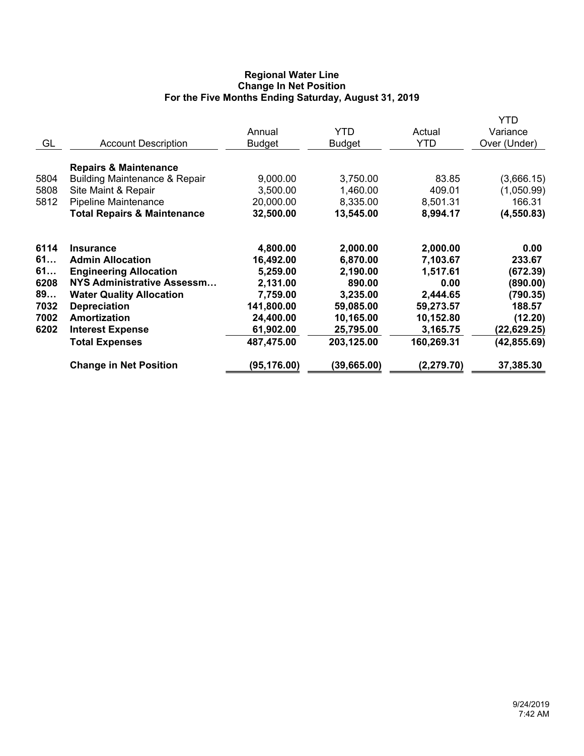**Regional Water Line**
**Change In Net Position**
**For the Five Months Ending Saturday, August 31, 2019**

| GL | Account Description | Annual Budget | YTD Budget | Actual YTD | YTD Variance Over (Under) |
|---|---|---|---|---|---|
| | **Repairs & Maintenance** | | | | |
| 5804 | Building Maintenance & Repair | 9,000.00 | 3,750.00 | 83.85 | (3,666.15) |
| 5808 | Site Maint & Repair | 3,500.00 | 1,460.00 | 409.01 | (1,050.99) |
| 5812 | Pipeline Maintenance | 20,000.00 | 8,335.00 | 8,501.31 | 166.31 |
| | **Total Repairs & Maintenance** | **32,500.00** | **13,545.00** | **8,994.17** | **(4,550.83)** |
| **6114** | **Insurance** | **4,800.00** | **2,000.00** | **2,000.00** | **0.00** |
| **61…** | **Admin Allocation** | **16,492.00** | **6,870.00** | **7,103.67** | **233.67** |
| **61…** | **Engineering Allocation** | **5,259.00** | **2,190.00** | **1,517.61** | **(672.39)** |
| **6208** | **NYS Administrative Assessm…** | **2,131.00** | **890.00** | **0.00** | **(890.00)** |
| **89…** | **Water Quality Allocation** | **7,759.00** | **3,235.00** | **2,444.65** | **(790.35)** |
| **7032** | **Depreciation** | **141,800.00** | **59,085.00** | **59,273.57** | **188.57** |
| **7002** | **Amortization** | **24,400.00** | **10,165.00** | **10,152.80** | **(12.20)** |
| **6202** | **Interest Expense** | **61,902.00** | **25,795.00** | **3,165.75** | **(22,629.25)** |
| | **Total Expenses** | **487,475.00** | **203,125.00** | **160,269.31** | **(42,855.69)** |
| | **Change in Net Position** | **(95,176.00)** | **(39,665.00)** | **(2,279.70)** | **37,385.30** |

9/24/2019
7:42 AM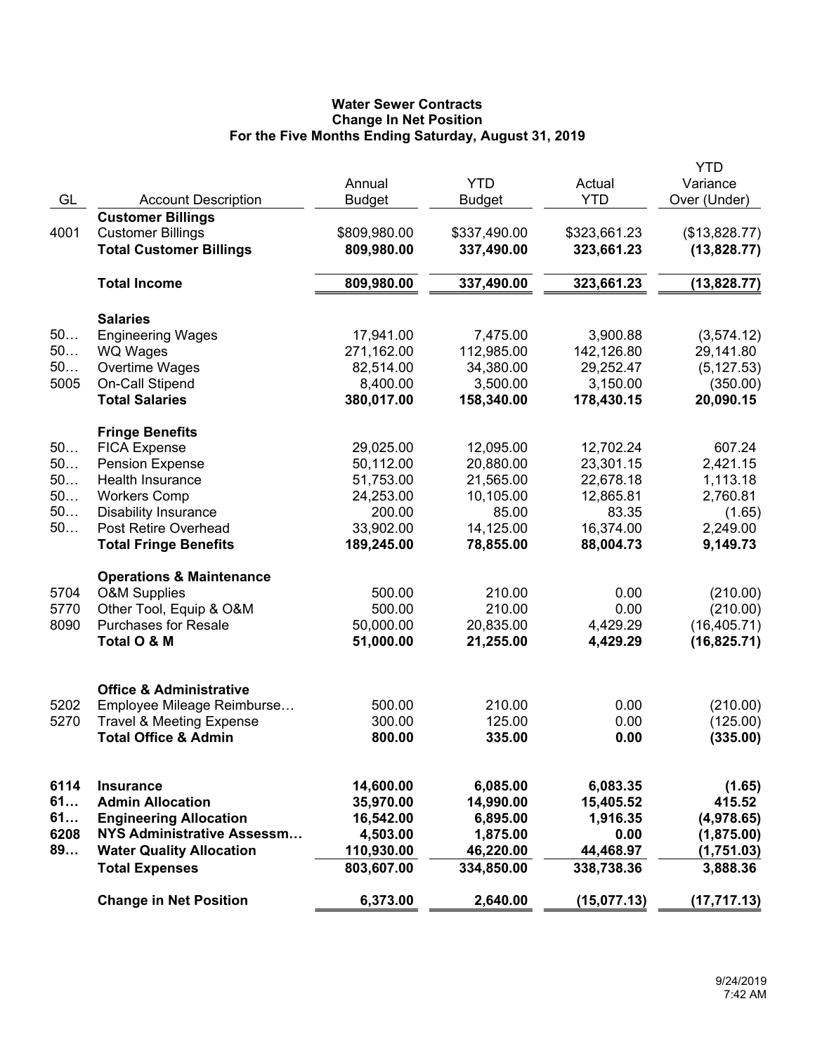**Water Sewer Contracts**
**Change In Net Position**
**For the Five Months Ending Saturday, August 31, 2019**

| GL | Account Description | Annual Budget | YTD Budget | Actual YTD | YTD Variance Over (Under) |
|---|---|---|---|---|---|
| | **Customer Billings** | | | | |
| 4001 | Customer Billings | $809,980.00 | $337,490.00 | $323,661.23 | ($13,828.77) |
| | **Total Customer Billings** | **809,980.00** | **337,490.00** | **323,661.23** | **(13,828.77)** |
| | **Total Income** | **809,980.00** | **337,490.00** | **323,661.23** | **(13,828.77)** |
| | **Salaries** | | | | |
| 50… | Engineering Wages | 17,941.00 | 7,475.00 | 3,900.88 | (3,574.12) |
| 50… | WQ Wages | 271,162.00 | 112,985.00 | 142,126.80 | 29,141.80 |
| 50… | Overtime Wages | 82,514.00 | 34,380.00 | 29,252.47 | (5,127.53) |
| 5005 | On-Call Stipend | 8,400.00 | 3,500.00 | 3,150.00 | (350.00) |
| | **Total Salaries** | **380,017.00** | **158,340.00** | **178,430.15** | **20,090.15** |
| | **Fringe Benefits** | | | | |
| 50… | FICA Expense | 29,025.00 | 12,095.00 | 12,702.24 | 607.24 |
| 50… | Pension Expense | 50,112.00 | 20,880.00 | 23,301.15 | 2,421.15 |
| 50… | Health Insurance | 51,753.00 | 21,565.00 | 22,678.18 | 1,113.18 |
| 50… | Workers Comp | 24,253.00 | 10,105.00 | 12,865.81 | 2,760.81 |
| 50… | Disability Insurance | 200.00 | 85.00 | 83.35 | (1.65) |
| 50… | Post Retire Overhead | 33,902.00 | 14,125.00 | 16,374.00 | 2,249.00 |
| | **Total Fringe Benefits** | **189,245.00** | **78,855.00** | **88,004.73** | **9,149.73** |
| | **Operations & Maintenance** | | | | |
| 5704 | O&M Supplies | 500.00 | 210.00 | 0.00 | (210.00) |
| 5770 | Other Tool, Equip & O&M | 500.00 | 210.00 | 0.00 | (210.00) |
| 8090 | Purchases for Resale | 50,000.00 | 20,835.00 | 4,429.29 | (16,405.71) |
| | **Total O & M** | **51,000.00** | **21,255.00** | **4,429.29** | **(16,825.71)** |
| | **Office & Administrative** | | | | |
| 5202 | Employee Mileage Reimburse… | 500.00 | 210.00 | 0.00 | (210.00) |
| 5270 | Travel & Meeting Expense | 300.00 | 125.00 | 0.00 | (125.00) |
| | **Total Office & Admin** | **800.00** | **335.00** | **0.00** | **(335.00)** |
| **6114** | **Insurance** | **14,600.00** | **6,085.00** | **6,083.35** | **(1.65)** |
| **61…** | **Admin Allocation** | **35,970.00** | **14,990.00** | **15,405.52** | **415.52** |
| **61…** | **Engineering Allocation** | **16,542.00** | **6,895.00** | **1,916.35** | **(4,978.65)** |
| **6208** | **NYS Administrative Assessm…** | **4,503.00** | **1,875.00** | **0.00** | **(1,875.00)** |
| **89…** | **Water Quality Allocation** | **110,930.00** | **46,220.00** | **44,468.97** | **(1,751.03)** |
| | **Total Expenses** | **803,607.00** | **334,850.00** | **338,738.36** | **3,888.36** |
| | **Change in Net Position** | **6,373.00** | **2,640.00** | **(15,077.13)** | **(17,717.13)** |

9/24/2019
7:42 AM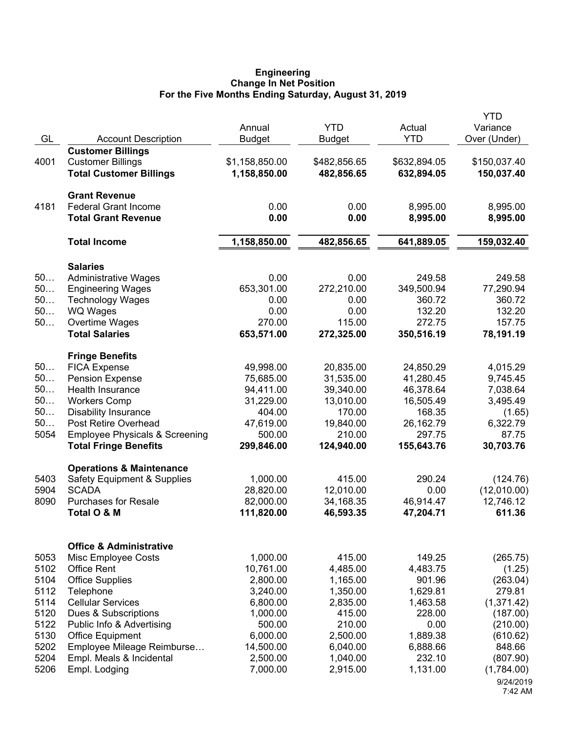**Engineering**
**Change In Net Position**
**For the Five Months Ending Saturday, August 31, 2019**

| GL | Account Description | Annual Budget | YTD Budget | Actual YTD | YTD Variance Over (Under) |
|---|---|---|---|---|---|
| | **Customer Billings** | | | | |
| 4001 | Customer Billings | $1,158,850.00 | $482,856.65 | $632,894.05 | $150,037.40 |
| | **Total Customer Billings** | **1,158,850.00** | **482,856.65** | **632,894.05** | **150,037.40** |
| | **Grant Revenue** | | | | |
| 4181 | Federal Grant Income | 0.00 | 0.00 | 8,995.00 | 8,995.00 |
| | **Total Grant Revenue** | **0.00** | **0.00** | **8,995.00** | **8,995.00** |
| | **Total Income** | **1,158,850.00** | **482,856.65** | **641,889.05** | **159,032.40** |
| | **Salaries** | | | | |
| 50… | Administrative Wages | 0.00 | 0.00 | 249.58 | 249.58 |
| 50… | Engineering Wages | 653,301.00 | 272,210.00 | 349,500.94 | 77,290.94 |
| 50… | Technology Wages | 0.00 | 0.00 | 360.72 | 360.72 |
| 50… | WQ Wages | 0.00 | 0.00 | 132.20 | 132.20 |
| 50… | Overtime Wages | 270.00 | 115.00 | 272.75 | 157.75 |
| | **Total Salaries** | **653,571.00** | **272,325.00** | **350,516.19** | **78,191.19** |
| | **Fringe Benefits** | | | | |
| 50… | FICA Expense | 49,998.00 | 20,835.00 | 24,850.29 | 4,015.29 |
| 50… | Pension Expense | 75,685.00 | 31,535.00 | 41,280.45 | 9,745.45 |
| 50… | Health Insurance | 94,411.00 | 39,340.00 | 46,378.64 | 7,038.64 |
| 50… | Workers Comp | 31,229.00 | 13,010.00 | 16,505.49 | 3,495.49 |
| 50… | Disability Insurance | 404.00 | 170.00 | 168.35 | (1.65) |
| 50… | Post Retire Overhead | 47,619.00 | 19,840.00 | 26,162.79 | 6,322.79 |
| 5054 | Employee Physicals & Screening | 500.00 | 210.00 | 297.75 | 87.75 |
| | **Total Fringe Benefits** | **299,846.00** | **124,940.00** | **155,643.76** | **30,703.76** |
| | **Operations & Maintenance** | | | | |
| 5403 | Safety Equipment & Supplies | 1,000.00 | 415.00 | 290.24 | (124.76) |
| 5904 | SCADA | 28,820.00 | 12,010.00 | 0.00 | (12,010.00) |
| 8090 | Purchases for Resale | 82,000.00 | 34,168.35 | 46,914.47 | 12,746.12 |
| | **Total O & M** | **111,820.00** | **46,593.35** | **47,204.71** | **611.36** |
| | **Office & Administrative** | | | | |
| 5053 | Misc Employee Costs | 1,000.00 | 415.00 | 149.25 | (265.75) |
| 5102 | Office Rent | 10,761.00 | 4,485.00 | 4,483.75 | (1.25) |
| 5104 | Office Supplies | 2,800.00 | 1,165.00 | 901.96 | (263.04) |
| 5112 | Telephone | 3,240.00 | 1,350.00 | 1,629.81 | 279.81 |
| 5114 | Cellular Services | 6,800.00 | 2,835.00 | 1,463.58 | (1,371.42) |
| 5120 | Dues & Subscriptions | 1,000.00 | 415.00 | 228.00 | (187.00) |
| 5122 | Public Info & Advertising | 500.00 | 210.00 | 0.00 | (210.00) |
| 5130 | Office Equipment | 6,000.00 | 2,500.00 | 1,889.38 | (610.62) |
| 5202 | Employee Mileage Reimburse… | 14,500.00 | 6,040.00 | 6,888.66 | 848.66 |
| 5204 | Empl. Meals & Incidental | 2,500.00 | 1,040.00 | 232.10 | (807.90) |
| 5206 | Empl. Lodging | 7,000.00 | 2,915.00 | 1,131.00 | (1,784.00) |

9/24/2019
7:42 AM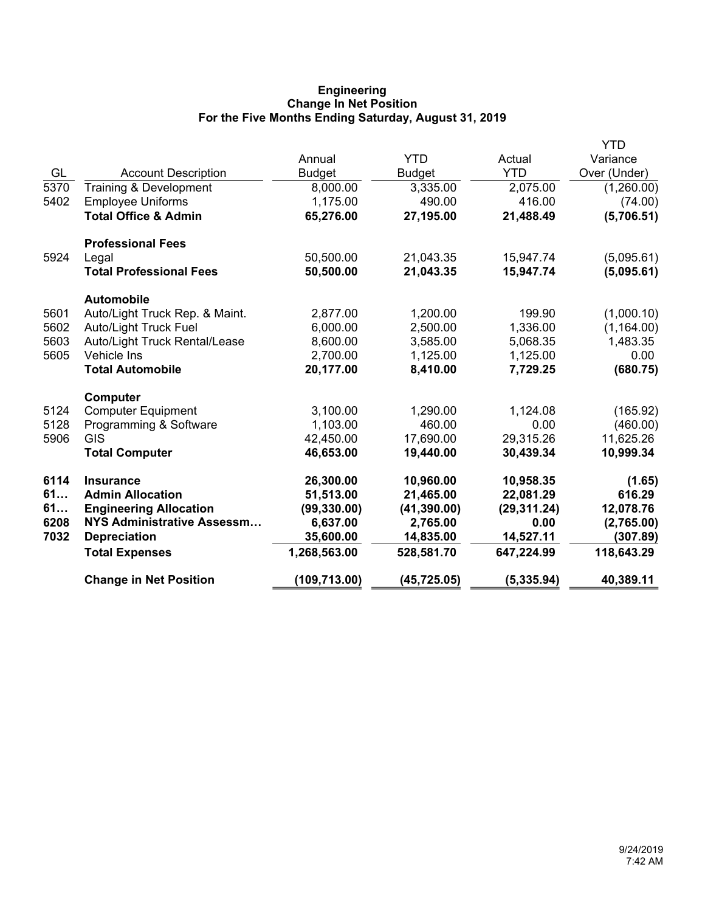**Engineering**
**Change In Net Position**
**For the Five Months Ending Saturday, August 31, 2019**

| GL | Account Description | Annual Budget | YTD Budget | Actual YTD | YTD Variance Over (Under) |
|---|---|---|---|---|---|
| 5370 | Training & Development | 8,000.00 | 3,335.00 | 2,075.00 | (1,260.00) |
| 5402 | Employee Uniforms | 1,175.00 | 490.00 | 416.00 | (74.00) |
| | **Total Office & Admin** | **65,276.00** | **27,195.00** | **21,488.49** | **(5,706.51)** |
| | **Professional Fees** | | | | |
| 5924 | Legal | 50,500.00 | 21,043.35 | 15,947.74 | (5,095.61) |
| | **Total Professional Fees** | **50,500.00** | **21,043.35** | **15,947.74** | **(5,095.61)** |
| | **Automobile** | | | | |
| 5601 | Auto/Light Truck Rep. & Maint. | 2,877.00 | 1,200.00 | 199.90 | (1,000.10) |
| 5602 | Auto/Light Truck Fuel | 6,000.00 | 2,500.00 | 1,336.00 | (1,164.00) |
| 5603 | Auto/Light Truck Rental/Lease | 8,600.00 | 3,585.00 | 5,068.35 | 1,483.35 |
| 5605 | Vehicle Ins | 2,700.00 | 1,125.00 | 1,125.00 | 0.00 |
| | **Total Automobile** | **20,177.00** | **8,410.00** | **7,729.25** | **(680.75)** |
| | **Computer** | | | | |
| 5124 | Computer Equipment | 3,100.00 | 1,290.00 | 1,124.08 | (165.92) |
| 5128 | Programming & Software | 1,103.00 | 460.00 | 0.00 | (460.00) |
| 5906 | GIS | 42,450.00 | 17,690.00 | 29,315.26 | 11,625.26 |
| | **Total Computer** | **46,653.00** | **19,440.00** | **30,439.34** | **10,999.34** |
| **6114** | **Insurance** | **26,300.00** | **10,960.00** | **10,958.35** | **(1.65)** |
| **61…** | **Admin Allocation** | **51,513.00** | **21,465.00** | **22,081.29** | **616.29** |
| **61…** | **Engineering Allocation** | **(99,330.00)** | **(41,390.00)** | **(29,311.24)** | **12,078.76** |
| **6208** | **NYS Administrative Assessm…** | **6,637.00** | **2,765.00** | **0.00** | **(2,765.00)** |
| **7032** | **Depreciation** | **35,600.00** | **14,835.00** | **14,527.11** | **(307.89)** |
| | **Total Expenses** | **1,268,563.00** | **528,581.70** | **647,224.99** | **118,643.29** |
| | **Change in Net Position** | **(109,713.00)** | **(45,725.05)** | **(5,335.94)** | **40,389.11** |

9/24/2019
7:42 AM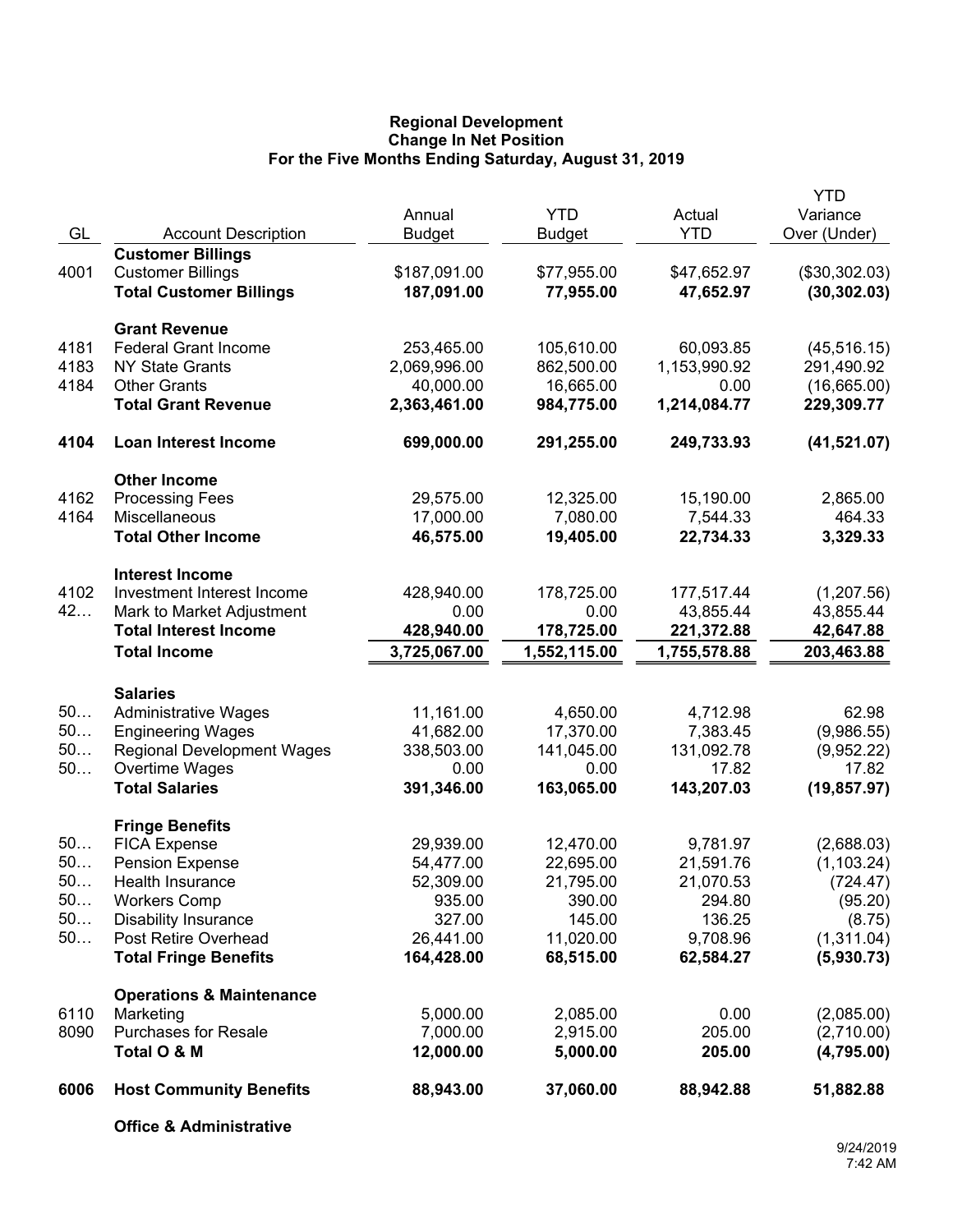**Regional Development**
**Change In Net Position**
**For the Five Months Ending Saturday, August 31, 2019**

| GL | Account Description | Annual Budget | YTD Budget | Actual YTD | YTD Variance Over (Under) |
|---|---|---|---|---|---|
| | **Customer Billings** | | | | |
| 4001 | Customer Billings | $187,091.00 | $77,955.00 | $47,652.97 | ($30,302.03) |
| | **Total Customer Billings** | **187,091.00** | **77,955.00** | **47,652.97** | **(30,302.03)** |
| | **Grant Revenue** | | | | |
| 4181 | Federal Grant Income | 253,465.00 | 105,610.00 | 60,093.85 | (45,516.15) |
| 4183 | NY State Grants | 2,069,996.00 | 862,500.00 | 1,153,990.92 | 291,490.92 |
| 4184 | Other Grants | 40,000.00 | 16,665.00 | 0.00 | (16,665.00) |
| | **Total Grant Revenue** | **2,363,461.00** | **984,775.00** | **1,214,084.77** | **229,309.77** |
| **4104** | **Loan Interest Income** | **699,000.00** | **291,255.00** | **249,733.93** | **(41,521.07)** |
| | **Other Income** | | | | |
| 4162 | Processing Fees | 29,575.00 | 12,325.00 | 15,190.00 | 2,865.00 |
| 4164 | Miscellaneous | 17,000.00 | 7,080.00 | 7,544.33 | 464.33 |
| | **Total Other Income** | **46,575.00** | **19,405.00** | **22,734.33** | **3,329.33** |
| | **Interest Income** | | | | |
| 4102 | Investment Interest Income | 428,940.00 | 178,725.00 | 177,517.44 | (1,207.56) |
| 42… | Mark to Market Adjustment | 0.00 | 0.00 | 43,855.44 | 43,855.44 |
| | **Total Interest Income** | **428,940.00** | **178,725.00** | **221,372.88** | **42,647.88** |
| | **Total Income** | **3,725,067.00** | **1,552,115.00** | **1,755,578.88** | **203,463.88** |
| | **Salaries** | | | | |
| 50… | Administrative Wages | 11,161.00 | 4,650.00 | 4,712.98 | 62.98 |
| 50… | Engineering Wages | 41,682.00 | 17,370.00 | 7,383.45 | (9,986.55) |
| 50… | Regional Development Wages | 338,503.00 | 141,045.00 | 131,092.78 | (9,952.22) |
| 50… | Overtime Wages | 0.00 | 0.00 | 17.82 | 17.82 |
| | **Total Salaries** | **391,346.00** | **163,065.00** | **143,207.03** | **(19,857.97)** |
| | **Fringe Benefits** | | | | |
| 50… | FICA Expense | 29,939.00 | 12,470.00 | 9,781.97 | (2,688.03) |
| 50… | Pension Expense | 54,477.00 | 22,695.00 | 21,591.76 | (1,103.24) |
| 50… | Health Insurance | 52,309.00 | 21,795.00 | 21,070.53 | (724.47) |
| 50… | Workers Comp | 935.00 | 390.00 | 294.80 | (95.20) |
| 50… | Disability Insurance | 327.00 | 145.00 | 136.25 | (8.75) |
| 50… | Post Retire Overhead | 26,441.00 | 11,020.00 | 9,708.96 | (1,311.04) |
| | **Total Fringe Benefits** | **164,428.00** | **68,515.00** | **62,584.27** | **(5,930.73)** |
| | **Operations & Maintenance** | | | | |
| 6110 | Marketing | 5,000.00 | 2,085.00 | 0.00 | (2,085.00) |
| 8090 | Purchases for Resale | 7,000.00 | 2,915.00 | 205.00 | (2,710.00) |
| | **Total O & M** | **12,000.00** | **5,000.00** | **205.00** | **(4,795.00)** |
| **6006** | **Host Community Benefits** | **88,943.00** | **37,060.00** | **88,942.88** | **51,882.88** |
| | **Office & Administrative** | | | | |

9/24/2019
7:42 AM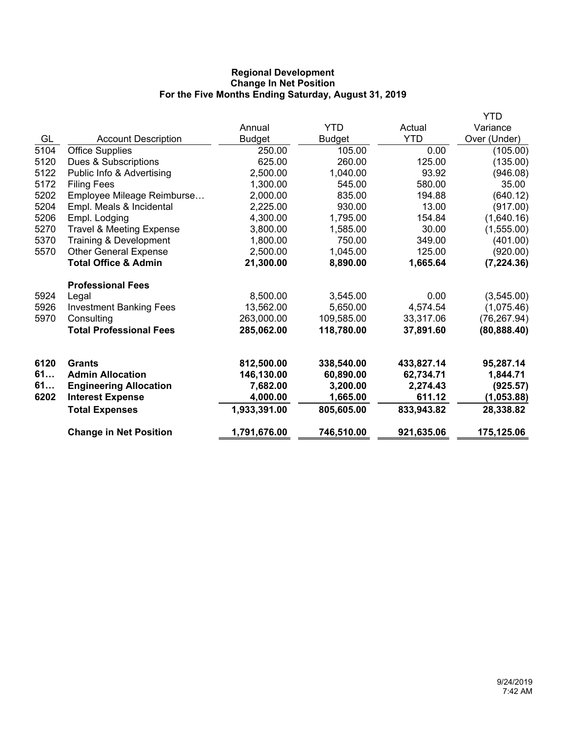**Regional Development**
**Change In Net Position**
**For the Five Months Ending Saturday, August 31, 2019**

| GL | Account Description | Annual Budget | YTD Budget | Actual YTD | YTD Variance Over (Under) |
|---|---|---|---|---|---|
| 5104 | Office Supplies | 250.00 | 105.00 | 0.00 | (105.00) |
| 5120 | Dues & Subscriptions | 625.00 | 260.00 | 125.00 | (135.00) |
| 5122 | Public Info & Advertising | 2,500.00 | 1,040.00 | 93.92 | (946.08) |
| 5172 | Filing Fees | 1,300.00 | 545.00 | 580.00 | 35.00 |
| 5202 | Employee Mileage Reimburse… | 2,000.00 | 835.00 | 194.88 | (640.12) |
| 5204 | Empl. Meals & Incidental | 2,225.00 | 930.00 | 13.00 | (917.00) |
| 5206 | Empl. Lodging | 4,300.00 | 1,795.00 | 154.84 | (1,640.16) |
| 5270 | Travel & Meeting Expense | 3,800.00 | 1,585.00 | 30.00 | (1,555.00) |
| 5370 | Training & Development | 1,800.00 | 750.00 | 349.00 | (401.00) |
| 5570 | Other General Expense | 2,500.00 | 1,045.00 | 125.00 | (920.00) |
| | **Total Office & Admin** | **21,300.00** | **8,890.00** | **1,665.64** | **(7,224.36)** |
| | **Professional Fees** | | | | |
| 5924 | Legal | 8,500.00 | 3,545.00 | 0.00 | (3,545.00) |
| 5926 | Investment Banking Fees | 13,562.00 | 5,650.00 | 4,574.54 | (1,075.46) |
| 5970 | Consulting | 263,000.00 | 109,585.00 | 33,317.06 | (76,267.94) |
| | **Total Professional Fees** | **285,062.00** | **118,780.00** | **37,891.60** | **(80,888.40)** |
| **6120** | **Grants** | **812,500.00** | **338,540.00** | **433,827.14** | **95,287.14** |
| **61…** | **Admin Allocation** | **146,130.00** | **60,890.00** | **62,734.71** | **1,844.71** |
| **61…** | **Engineering Allocation** | **7,682.00** | **3,200.00** | **2,274.43** | **(925.57)** |
| **6202** | **Interest Expense** | **4,000.00** | **1,665.00** | **611.12** | **(1,053.88)** |
| | **Total Expenses** | **1,933,391.00** | **805,605.00** | **833,943.82** | **28,338.82** |
| | **Change in Net Position** | **1,791,676.00** | **746,510.00** | **921,635.06** | **175,125.06** |

9/24/2019
7:42 AM